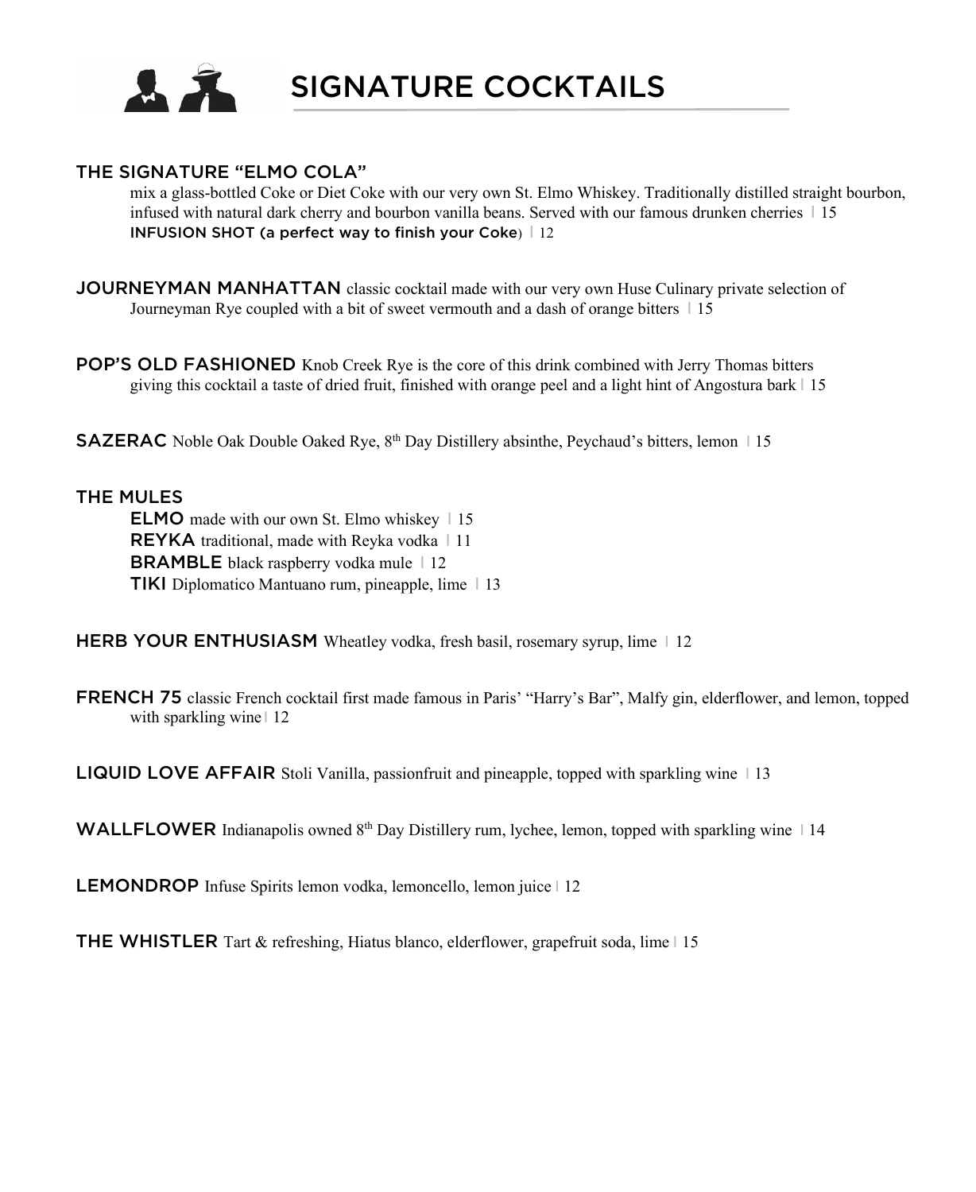# SIGNATURE COCKTAILS

**THE SIGNATURE "ELMO COLA"**
mix a glass-bottled Coke or Diet Coke with our very own St. Elmo Whiskey. Traditionally distilled straight bourbon, infused with natural dark cherry and bourbon vanilla beans. Served with our famous drunken cherries | 15
**INFUSION SHOT (a perfect way to finish your Coke)** | 12

**JOURNEYMAN MANHATTAN** classic cocktail made with our very own Huse Culinary private selection of Journeyman Rye coupled with a bit of sweet vermouth and a dash of orange bitters | 15

**POP'S OLD FASHIONED** Knob Creek Rye is the core of this drink combined with Jerry Thomas bitters giving this cocktail a taste of dried fruit, finished with orange peel and a light hint of Angostura bark | 15

**SAZERAC** Noble Oak Double Oaked Rye, 8th Day Distillery absinthe, Peychaud's bitters, lemon | 15

**THE MULES**
- **ELMO** made with our own St. Elmo whiskey | 15
- **REYKA** traditional, made with Reyka vodka | 11
- **BRAMBLE** black raspberry vodka mule | 12
- **TIKI** Diplomatico Mantuano rum, pineapple, lime | 13

**HERB YOUR ENTHUSIASM** Wheatley vodka, fresh basil, rosemary syrup, lime | 12

**FRENCH 75** classic French cocktail first made famous in Paris' "Harry's Bar", Malfy gin, elderflower, and lemon, topped with sparkling wine | 12

**LIQUID LOVE AFFAIR** Stoli Vanilla, passionfruit and pineapple, topped with sparkling wine | 13

**WALLFLOWER** Indianapolis owned 8th Day Distillery rum, lychee, lemon, topped with sparkling wine | 14

**LEMONDROP** Infuse Spirits lemon vodka, lemoncello, lemon juice | 12

**THE WHISTLER** Tart & refreshing, Hiatus blanco, elderflower, grapefruit soda, lime | 15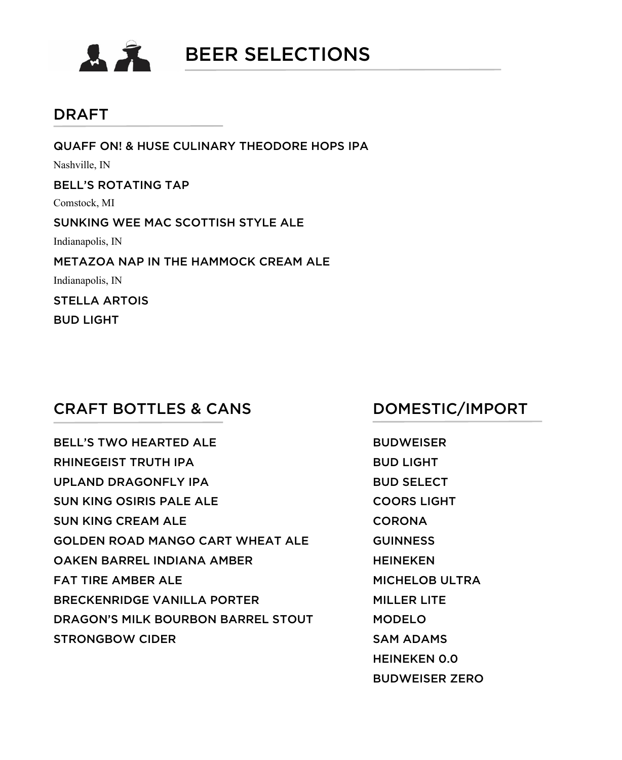# BEER SELECTIONS

## DRAFT

QUAFF ON! & HUSE CULINARY THEODORE HOPS IPA
Nashville, IN

BELL'S ROTATING TAP
Comstock, MI

SUNKING WEE MAC SCOTTISH STYLE ALE
Indianapolis, IN

METAZOA NAP IN THE HAMMOCK CREAM ALE
Indianapolis, IN

STELLA ARTOIS

BUD LIGHT

## CRAFT BOTTLES & CANS

BELL'S TWO HEARTED ALE
RHINEGEIST TRUTH IPA
UPLAND DRAGONFLY IPA
SUN KING OSIRIS PALE ALE
SUN KING CREAM ALE
GOLDEN ROAD MANGO CART WHEAT ALE
OAKEN BARREL INDIANA AMBER
FAT TIRE AMBER ALE
BRECKENRIDGE VANILLA PORTER
DRAGON'S MILK BOURBON BARREL STOUT
STRONGBOW CIDER

## DOMESTIC/IMPORT

BUDWEISER
BUD LIGHT
BUD SELECT
COORS LIGHT
CORONA
GUINNESS
HEINEKEN
MICHELOB ULTRA
MILLER LITE
MODELO
SAM ADAMS
HEINEKEN 0.0
BUDWEISER ZERO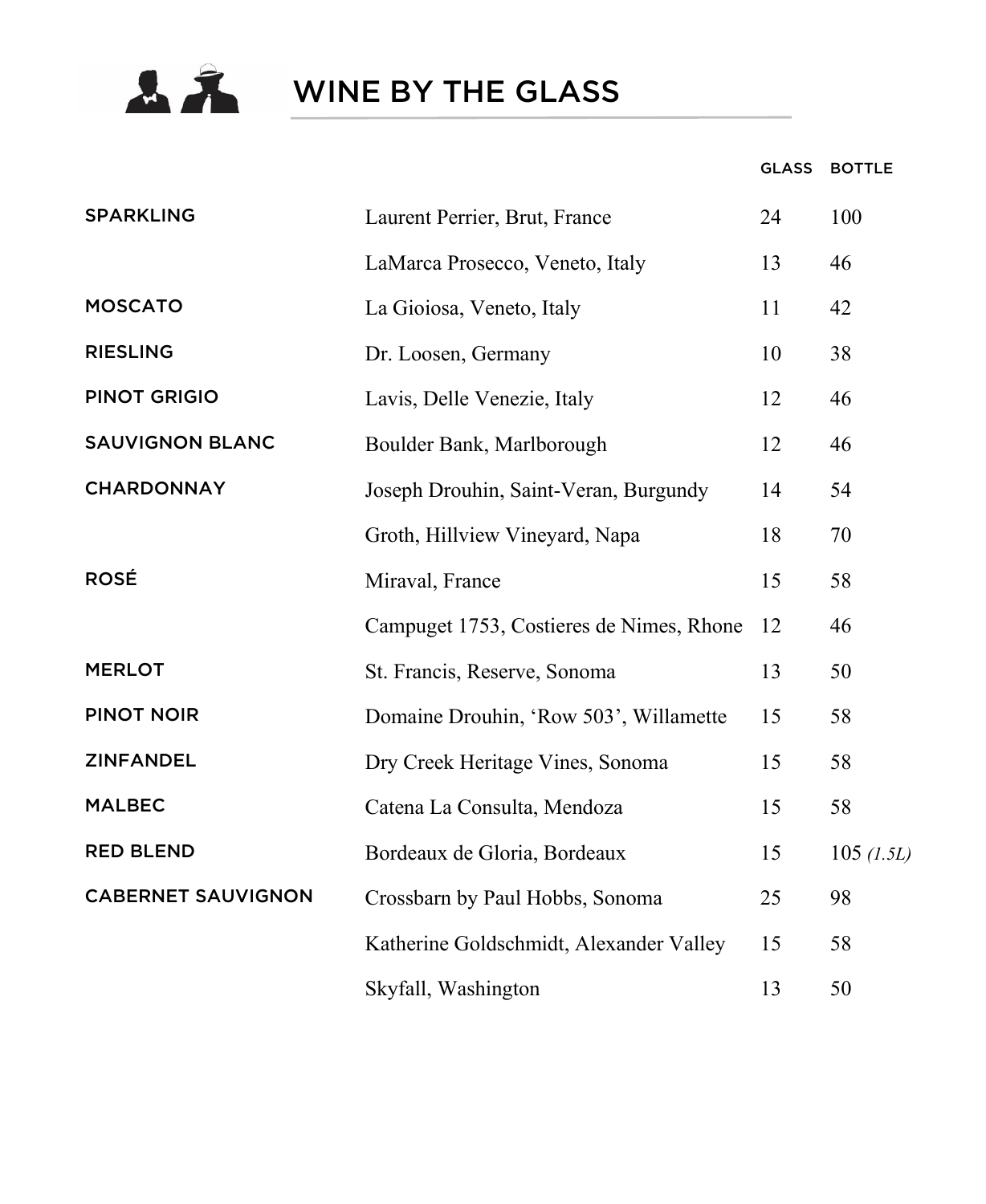# WINE BY THE GLASS

| | | GLASS | BOTTLE |
|---|---|---|---|
| SPARKLING | Laurent Perrier, Brut, France | 24 | 100 |
| | LaMarca Prosecco, Veneto, Italy | 13 | 46 |
| MOSCATO | La Gioiosa, Veneto, Italy | 11 | 42 |
| RIESLING | Dr. Loosen, Germany | 10 | 38 |
| PINOT GRIGIO | Lavis, Delle Venezie, Italy | 12 | 46 |
| SAUVIGNON BLANC | Boulder Bank, Marlborough | 12 | 46 |
| CHARDONNAY | Joseph Drouhin, Saint-Veran, Burgundy | 14 | 54 |
| | Groth, Hillview Vineyard, Napa | 18 | 70 |
| ROSÉ | Miraval, France | 15 | 58 |
| | Campuget 1753, Costieres de Nimes, Rhone | 12 | 46 |
| MERLOT | St. Francis, Reserve, Sonoma | 13 | 50 |
| PINOT NOIR | Domaine Drouhin, 'Row 503', Willamette | 15 | 58 |
| ZINFANDEL | Dry Creek Heritage Vines, Sonoma | 15 | 58 |
| MALBEC | Catena La Consulta, Mendoza | 15 | 58 |
| RED BLEND | Bordeaux de Gloria, Bordeaux | 15 | 105 *(1.5L)* |
| CABERNET SAUVIGNON | Crossbarn by Paul Hobbs, Sonoma | 25 | 98 |
| | Katherine Goldschmidt, Alexander Valley | 15 | 58 |
| | Skyfall, Washington | 13 | 50 |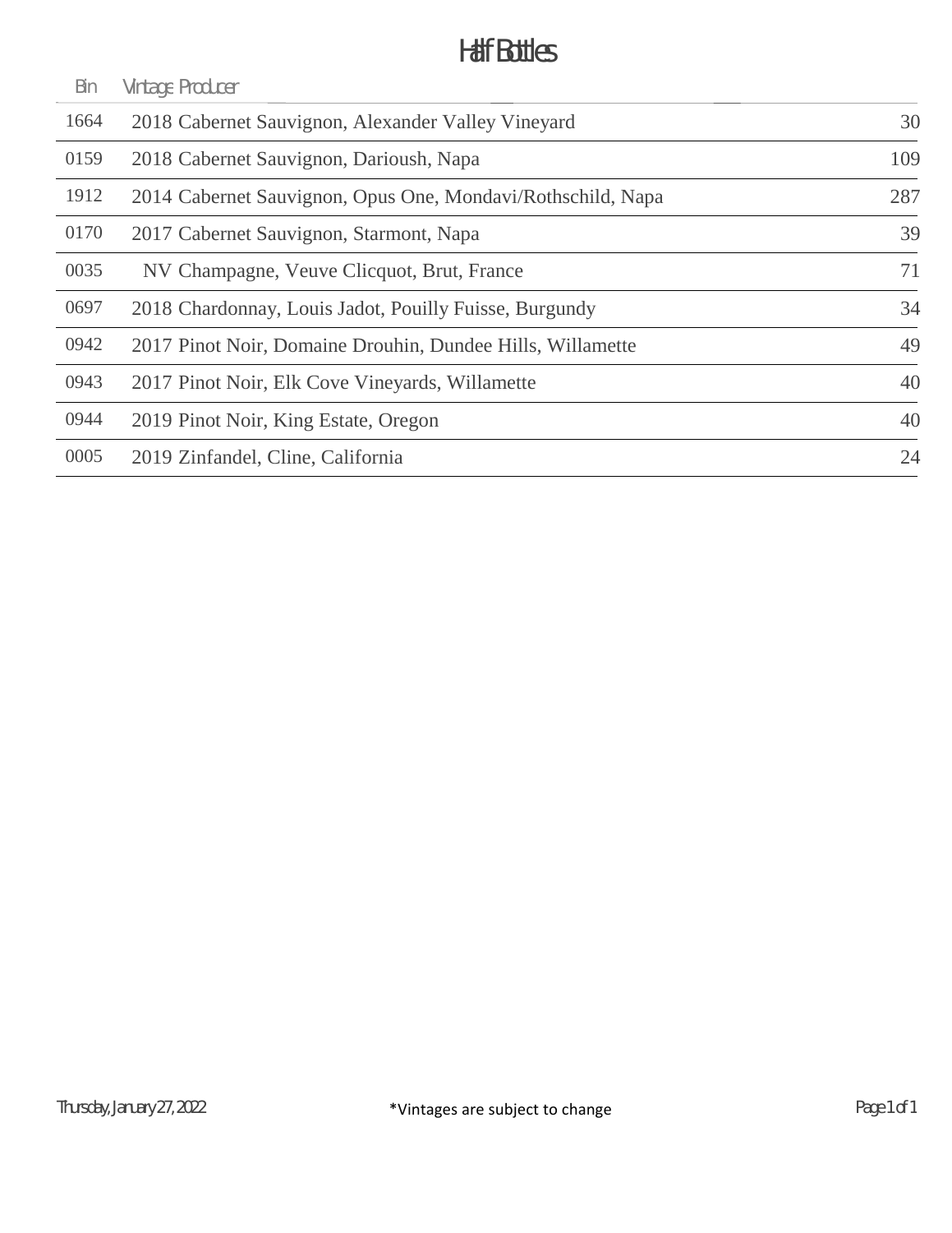# Half Bottles

| Bin | Vintage | Producer | |
|---|---|---|---|
| 1664 | 2018 | Cabernet Sauvignon, Alexander Valley Vineyard | 30 |
| 0159 | 2018 | Cabernet Sauvignon, Darioush, Napa | 109 |
| 1912 | 2014 | Cabernet Sauvignon, Opus One, Mondavi/Rothschild, Napa | 287 |
| 0170 | 2017 | Cabernet Sauvignon, Starmont, Napa | 39 |
| 0035 | NV | Champagne, Veuve Clicquot, Brut, France | 71 |
| 0697 | 2018 | Chardonnay, Louis Jadot, Pouilly Fuisse, Burgundy | 34 |
| 0942 | 2017 | Pinot Noir, Domaine Drouhin, Dundee Hills, Willamette | 49 |
| 0943 | 2017 | Pinot Noir, Elk Cove Vineyards, Willamette | 40 |
| 0944 | 2019 | Pinot Noir, King Estate, Oregon | 40 |
| 0005 | 2019 | Zinfandel, Cline, California | 24 |

Thursday, January 27, 2022

*Vintages are subject to change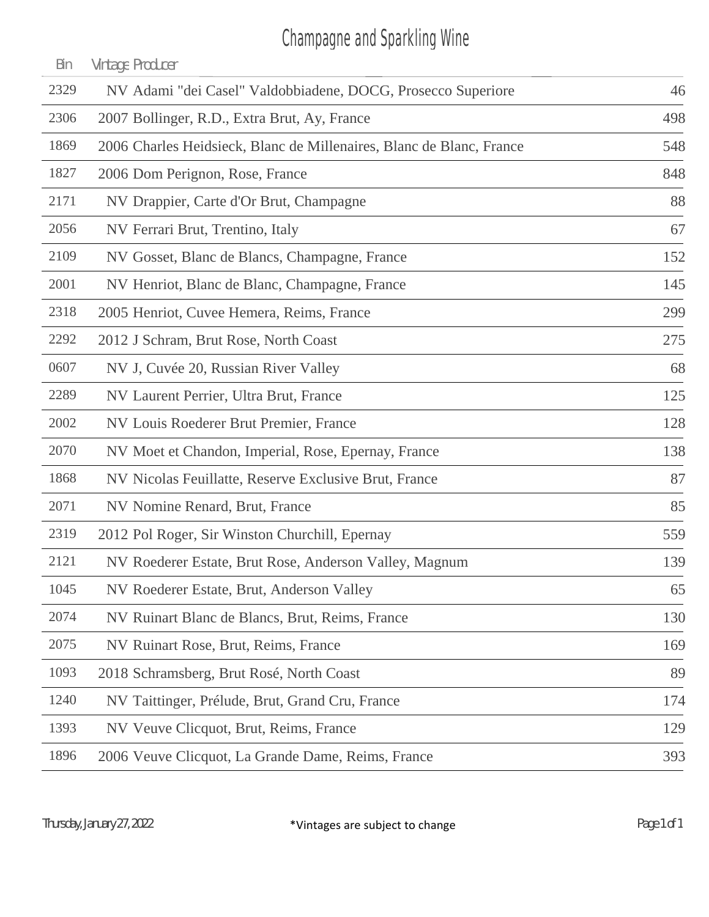# Champagne and Sparkling Wine

| Bin | Vintage | Producer | |
|---|---|---|---|
| 2329 | NV | Adami "dei Casel" Valdobbiadene, DOCG, Prosecco Superiore | 46 |
| 2306 | 2007 | Bollinger, R.D., Extra Brut, Ay, France | 498 |
| 1869 | 2006 | Charles Heidsieck, Blanc de Millenaires, Blanc de Blanc, France | 548 |
| 1827 | 2006 | Dom Perignon, Rose, France | 848 |
| 2171 | NV | Drappier, Carte d'Or Brut, Champagne | 88 |
| 2056 | NV | Ferrari Brut, Trentino, Italy | 67 |
| 2109 | NV | Gosset, Blanc de Blancs, Champagne, France | 152 |
| 2001 | NV | Henriot, Blanc de Blanc, Champagne, France | 145 |
| 2318 | 2005 | Henriot, Cuvee Hemera, Reims, France | 299 |
| 2292 | 2012 | J Schram, Brut Rose, North Coast | 275 |
| 0607 | NV | J, Cuvée 20, Russian River Valley | 68 |
| 2289 | NV | Laurent Perrier, Ultra Brut, France | 125 |
| 2002 | NV | Louis Roederer Brut Premier, France | 128 |
| 2070 | NV | Moet et Chandon, Imperial, Rose, Epernay, France | 138 |
| 1868 | NV | Nicolas Feuillatte, Reserve Exclusive Brut, France | 87 |
| 2071 | NV | Nomine Renard, Brut, France | 85 |
| 2319 | 2012 | Pol Roger, Sir Winston Churchill, Epernay | 559 |
| 2121 | NV | Roederer Estate, Brut Rose, Anderson Valley, Magnum | 139 |
| 1045 | NV | Roederer Estate, Brut, Anderson Valley | 65 |
| 2074 | NV | Ruinart Blanc de Blancs, Brut, Reims, France | 130 |
| 2075 | NV | Ruinart Rose, Brut, Reims, France | 169 |
| 1093 | 2018 | Schramsberg, Brut Rosé, North Coast | 89 |
| 1240 | NV | Taittinger, Prélude, Brut, Grand Cru, France | 174 |
| 1393 | NV | Veuve Clicquot, Brut, Reims, France | 129 |
| 1896 | 2006 | Veuve Clicquot, La Grande Dame, Reims, France | 393 |

Thursday, January 27, 2022

*Vintages are subject to change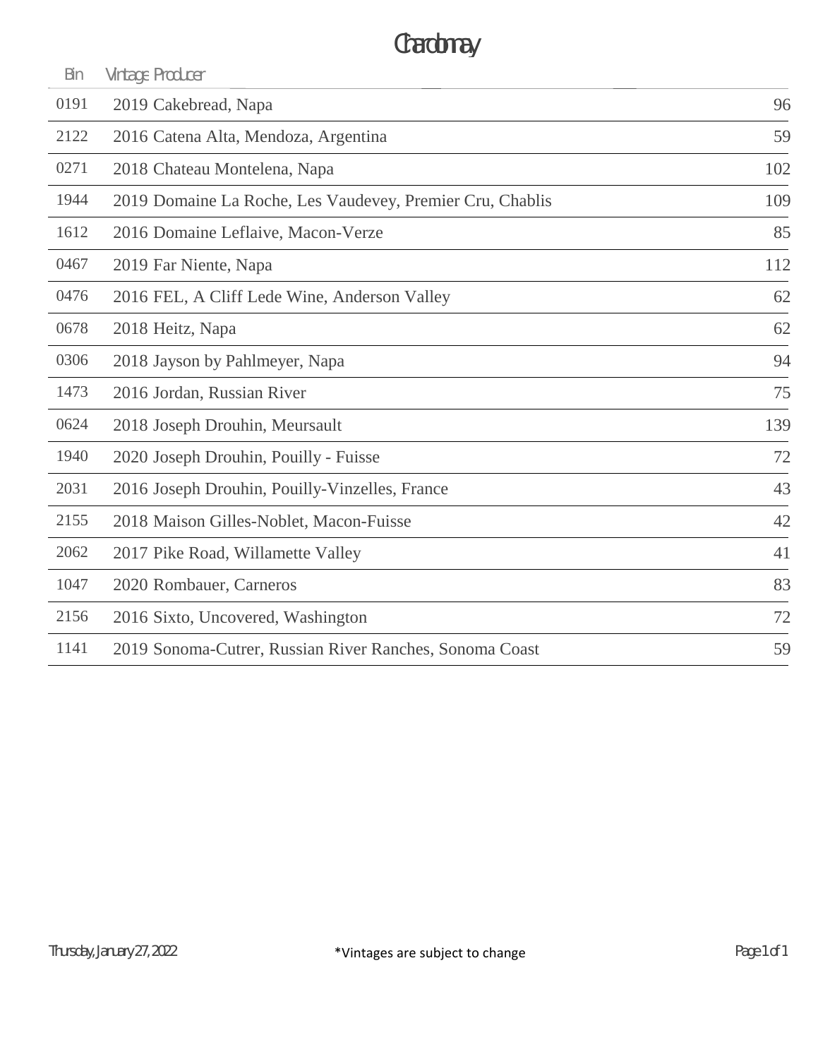# Chardonnay

| Bin | Vintage Producer | |
|---|---|---|
| 0191 | 2019 Cakebread, Napa | 96 |
| 2122 | 2016 Catena Alta, Mendoza, Argentina | 59 |
| 0271 | 2018 Chateau Montelena, Napa | 102 |
| 1944 | 2019 Domaine La Roche, Les Vaudevey, Premier Cru, Chablis | 109 |
| 1612 | 2016 Domaine Leflaive, Macon-Verze | 85 |
| 0467 | 2019 Far Niente, Napa | 112 |
| 0476 | 2016 FEL, A Cliff Lede Wine, Anderson Valley | 62 |
| 0678 | 2018 Heitz, Napa | 62 |
| 0306 | 2018 Jayson by Pahlmeyer, Napa | 94 |
| 1473 | 2016 Jordan, Russian River | 75 |
| 0624 | 2018 Joseph Drouhin, Meursault | 139 |
| 1940 | 2020 Joseph Drouhin, Pouilly - Fuisse | 72 |
| 2031 | 2016 Joseph Drouhin, Pouilly-Vinzelles, France | 43 |
| 2155 | 2018 Maison Gilles-Noblet, Macon-Fuisse | 42 |
| 2062 | 2017 Pike Road, Willamette Valley | 41 |
| 1047 | 2020 Rombauer, Carneros | 83 |
| 2156 | 2016 Sixto, Uncovered, Washington | 72 |
| 1141 | 2019 Sonoma-Cutrer, Russian River Ranches, Sonoma Coast | 59 |

Thursday, January 27, 2022

*Vintages are subject to change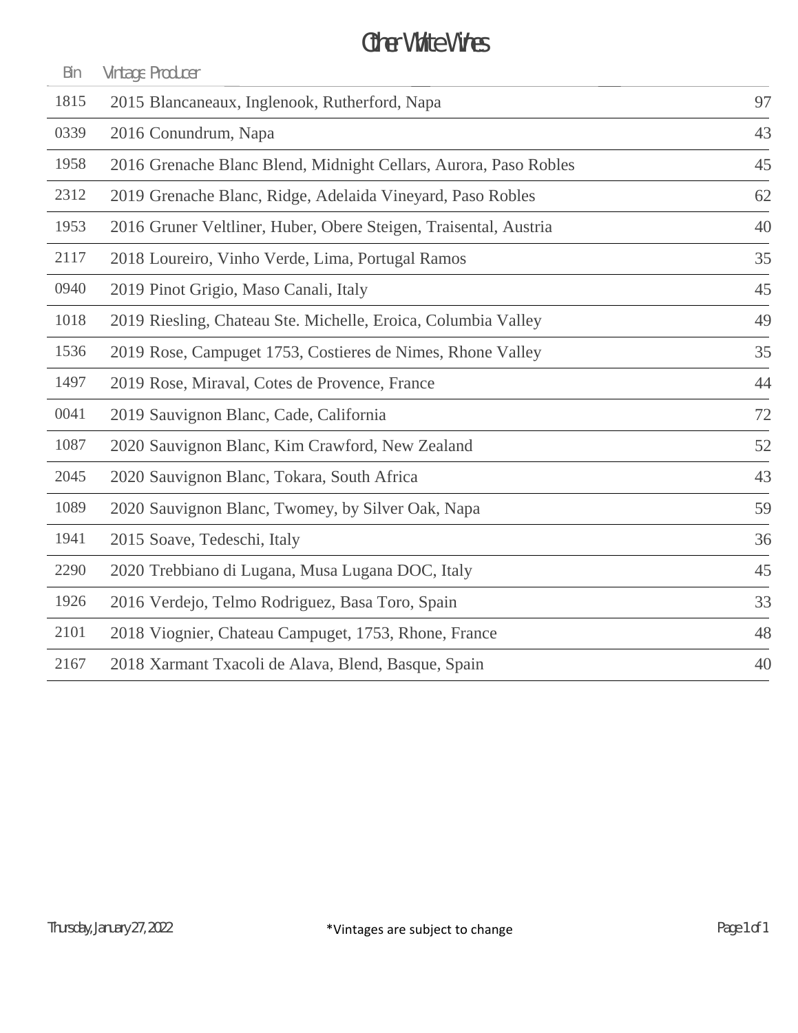# Other White Wines

| Bin | Vintage Producer | |
|---|---|---|
| 1815 | 2015 Blancaneaux, Inglenook, Rutherford, Napa | 97 |
| 0339 | 2016 Conundrum, Napa | 43 |
| 1958 | 2016 Grenache Blanc Blend, Midnight Cellars, Aurora, Paso Robles | 45 |
| 2312 | 2019 Grenache Blanc, Ridge, Adelaida Vineyard, Paso Robles | 62 |
| 1953 | 2016 Gruner Veltliner, Huber, Obere Steigen, Traisental, Austria | 40 |
| 2117 | 2018 Loureiro, Vinho Verde, Lima, Portugal Ramos | 35 |
| 0940 | 2019 Pinot Grigio, Maso Canali, Italy | 45 |
| 1018 | 2019 Riesling, Chateau Ste. Michelle, Eroica, Columbia Valley | 49 |
| 1536 | 2019 Rose, Campuget 1753, Costieres de Nimes, Rhone Valley | 35 |
| 1497 | 2019 Rose, Miraval, Cotes de Provence, France | 44 |
| 0041 | 2019 Sauvignon Blanc, Cade, California | 72 |
| 1087 | 2020 Sauvignon Blanc, Kim Crawford, New Zealand | 52 |
| 2045 | 2020 Sauvignon Blanc, Tokara, South Africa | 43 |
| 1089 | 2020 Sauvignon Blanc, Twomey, by Silver Oak, Napa | 59 |
| 1941 | 2015 Soave, Tedeschi, Italy | 36 |
| 2290 | 2020 Trebbiano di Lugana, Musa Lugana DOC, Italy | 45 |
| 1926 | 2016 Verdejo, Telmo Rodriguez, Basa Toro, Spain | 33 |
| 2101 | 2018 Viognier, Chateau Campuget, 1753, Rhone, France | 48 |
| 2167 | 2018 Xarmant Txacoli de Alava, Blend, Basque, Spain | 40 |

Thursday, January 27, 2022

*Vintages are subject to change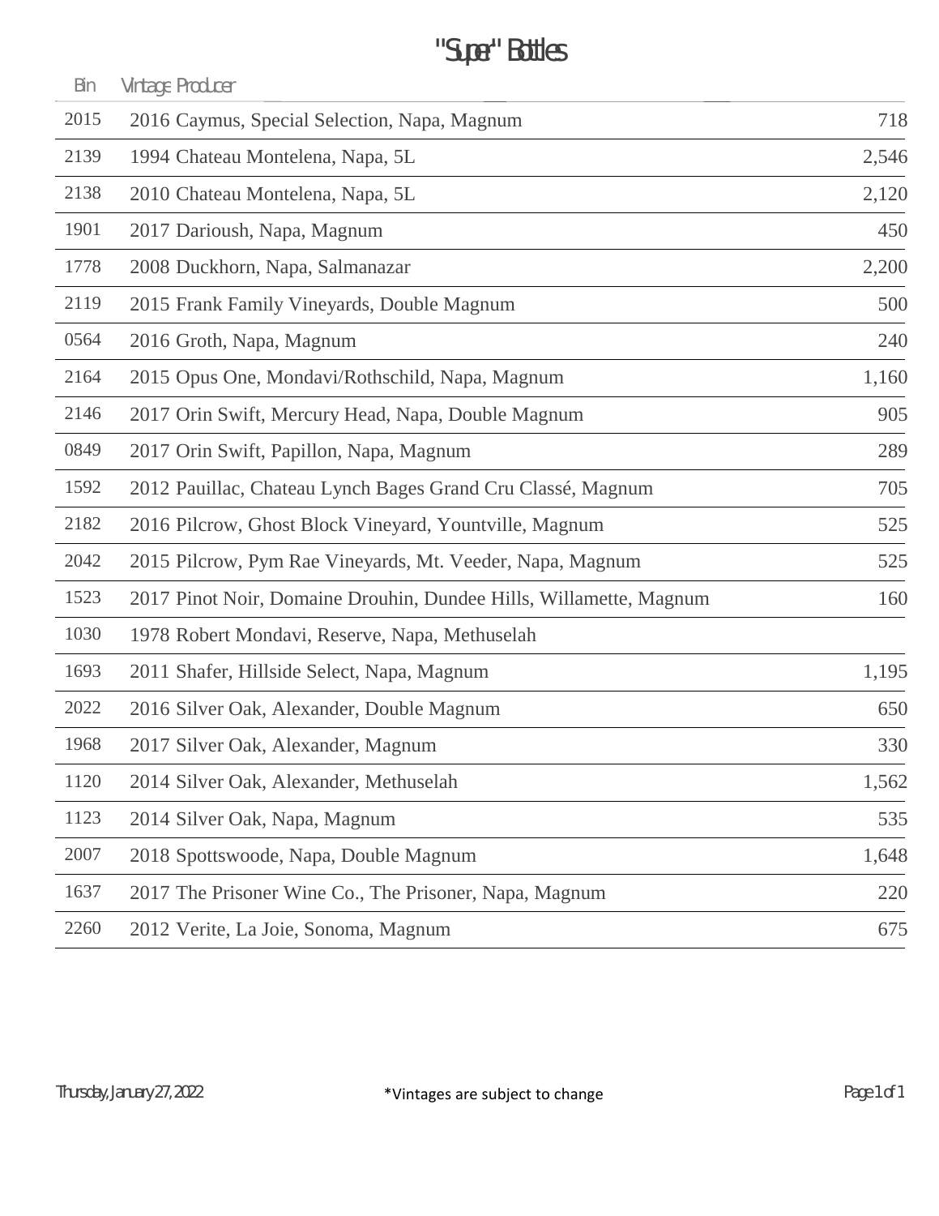# "Super" Bottles

| Bin | Vintage Producer | |
|---|---|---|
| 2015 | 2016 Caymus, Special Selection, Napa, Magnum | 718 |
| 2139 | 1994 Chateau Montelena, Napa, 5L | 2,546 |
| 2138 | 2010 Chateau Montelena, Napa, 5L | 2,120 |
| 1901 | 2017 Darioush, Napa, Magnum | 450 |
| 1778 | 2008 Duckhorn, Napa, Salmanazar | 2,200 |
| 2119 | 2015 Frank Family Vineyards, Double Magnum | 500 |
| 0564 | 2016 Groth, Napa, Magnum | 240 |
| 2164 | 2015 Opus One, Mondavi/Rothschild, Napa, Magnum | 1,160 |
| 2146 | 2017 Orin Swift, Mercury Head, Napa, Double Magnum | 905 |
| 0849 | 2017 Orin Swift, Papillon, Napa, Magnum | 289 |
| 1592 | 2012 Pauillac, Chateau Lynch Bages Grand Cru Classé, Magnum | 705 |
| 2182 | 2016 Pilcrow, Ghost Block Vineyard, Yountville, Magnum | 525 |
| 2042 | 2015 Pilcrow, Pym Rae Vineyards, Mt. Veeder, Napa, Magnum | 525 |
| 1523 | 2017 Pinot Noir, Domaine Drouhin, Dundee Hills, Willamette, Magnum | 160 |
| 1030 | 1978 Robert Mondavi, Reserve, Napa, Methuselah | |
| 1693 | 2011 Shafer, Hillside Select, Napa, Magnum | 1,195 |
| 2022 | 2016 Silver Oak, Alexander, Double Magnum | 650 |
| 1968 | 2017 Silver Oak, Alexander, Magnum | 330 |
| 1120 | 2014 Silver Oak, Alexander, Methuselah | 1,562 |
| 1123 | 2014 Silver Oak, Napa, Magnum | 535 |
| 2007 | 2018 Spottswoode, Napa, Double Magnum | 1,648 |
| 1637 | 2017 The Prisoner Wine Co., The Prisoner, Napa, Magnum | 220 |
| 2260 | 2012 Verite, La Joie, Sonoma, Magnum | 675 |

Thursday, January 27, 2022

*Vintages are subject to change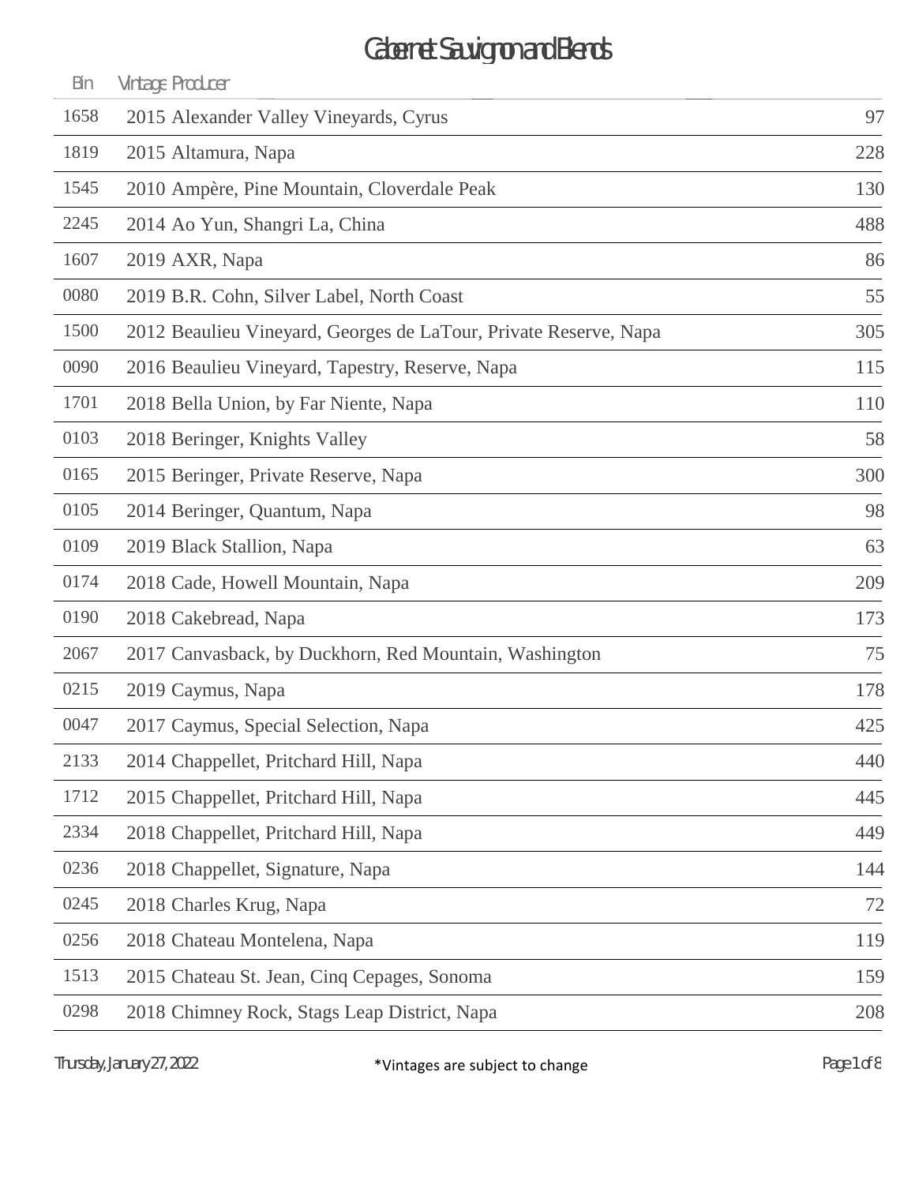# Cabernet Sauvignon and Blends

| Bin | Vintage Producer | |
|---|---|---|
| 1658 | 2015 Alexander Valley Vineyards, Cyrus | 97 |
| 1819 | 2015 Altamura, Napa | 228 |
| 1545 | 2010 Ampère, Pine Mountain, Cloverdale Peak | 130 |
| 2245 | 2014 Ao Yun, Shangri La, China | 488 |
| 1607 | 2019 AXR, Napa | 86 |
| 0080 | 2019 B.R. Cohn, Silver Label, North Coast | 55 |
| 1500 | 2012 Beaulieu Vineyard, Georges de LaTour, Private Reserve, Napa | 305 |
| 0090 | 2016 Beaulieu Vineyard, Tapestry, Reserve, Napa | 115 |
| 1701 | 2018 Bella Union, by Far Niente, Napa | 110 |
| 0103 | 2018 Beringer, Knights Valley | 58 |
| 0165 | 2015 Beringer, Private Reserve, Napa | 300 |
| 0105 | 2014 Beringer, Quantum, Napa | 98 |
| 0109 | 2019 Black Stallion, Napa | 63 |
| 0174 | 2018 Cade, Howell Mountain, Napa | 209 |
| 0190 | 2018 Cakebread, Napa | 173 |
| 2067 | 2017 Canvasback, by Duckhorn, Red Mountain, Washington | 75 |
| 0215 | 2019 Caymus, Napa | 178 |
| 0047 | 2017 Caymus, Special Selection, Napa | 425 |
| 2133 | 2014 Chappellet, Pritchard Hill, Napa | 440 |
| 1712 | 2015 Chappellet, Pritchard Hill, Napa | 445 |
| 2334 | 2018 Chappellet, Pritchard Hill, Napa | 449 |
| 0236 | 2018 Chappellet, Signature, Napa | 144 |
| 0245 | 2018 Charles Krug, Napa | 72 |
| 0256 | 2018 Chateau Montelena, Napa | 119 |
| 1513 | 2015 Chateau St. Jean, Cinq Cepages, Sonoma | 159 |
| 0298 | 2018 Chimney Rock, Stags Leap District, Napa | 208 |

Thursday, January 27, 2022

*Vintages are subject to change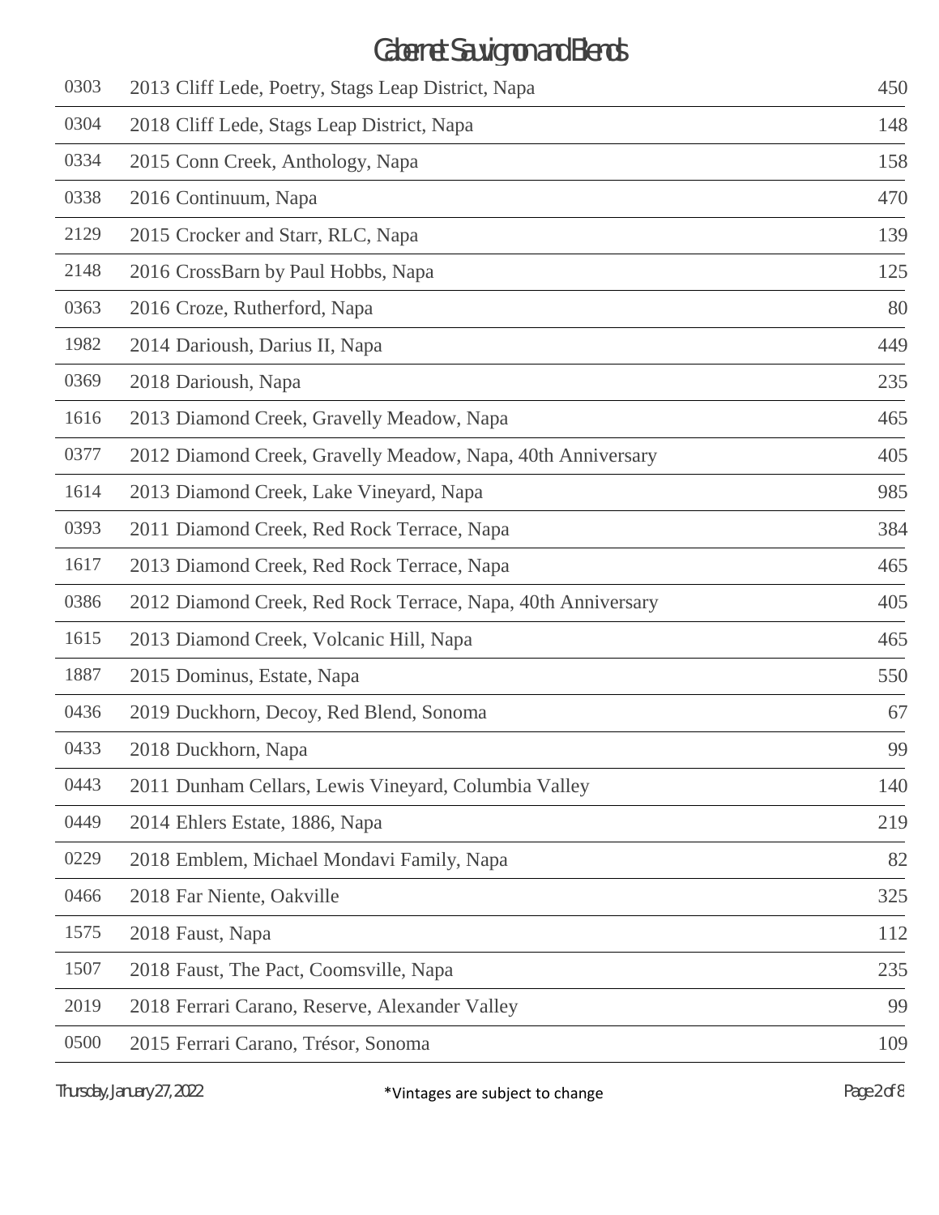# Cabernet Sauvignon and Blends

| | | |
|---|---|---|
| 0303 | 2013 Cliff Lede, Poetry, Stags Leap District, Napa | 450 |
| 0304 | 2018 Cliff Lede, Stags Leap District, Napa | 148 |
| 0334 | 2015 Conn Creek, Anthology, Napa | 158 |
| 0338 | 2016 Continuum, Napa | 470 |
| 2129 | 2015 Crocker and Starr, RLC, Napa | 139 |
| 2148 | 2016 CrossBarn by Paul Hobbs, Napa | 125 |
| 0363 | 2016 Croze, Rutherford, Napa | 80 |
| 1982 | 2014 Darioush, Darius II, Napa | 449 |
| 0369 | 2018 Darioush, Napa | 235 |
| 1616 | 2013 Diamond Creek, Gravelly Meadow, Napa | 465 |
| 0377 | 2012 Diamond Creek, Gravelly Meadow, Napa, 40th Anniversary | 405 |
| 1614 | 2013 Diamond Creek, Lake Vineyard, Napa | 985 |
| 0393 | 2011 Diamond Creek, Red Rock Terrace, Napa | 384 |
| 1617 | 2013 Diamond Creek, Red Rock Terrace, Napa | 465 |
| 0386 | 2012 Diamond Creek, Red Rock Terrace, Napa, 40th Anniversary | 405 |
| 1615 | 2013 Diamond Creek, Volcanic Hill, Napa | 465 |
| 1887 | 2015 Dominus, Estate, Napa | 550 |
| 0436 | 2019 Duckhorn, Decoy, Red Blend, Sonoma | 67 |
| 0433 | 2018 Duckhorn, Napa | 99 |
| 0443 | 2011 Dunham Cellars, Lewis Vineyard, Columbia Valley | 140 |
| 0449 | 2014 Ehlers Estate, 1886, Napa | 219 |
| 0229 | 2018 Emblem, Michael Mondavi Family, Napa | 82 |
| 0466 | 2018 Far Niente, Oakville | 325 |
| 1575 | 2018 Faust, Napa | 112 |
| 1507 | 2018 Faust, The Pact, Coomsville, Napa | 235 |
| 2019 | 2018 Ferrari Carano, Reserve, Alexander Valley | 99 |
| 0500 | 2015 Ferrari Carano, Trésor, Sonoma | 109 |

*Vintages are subject to change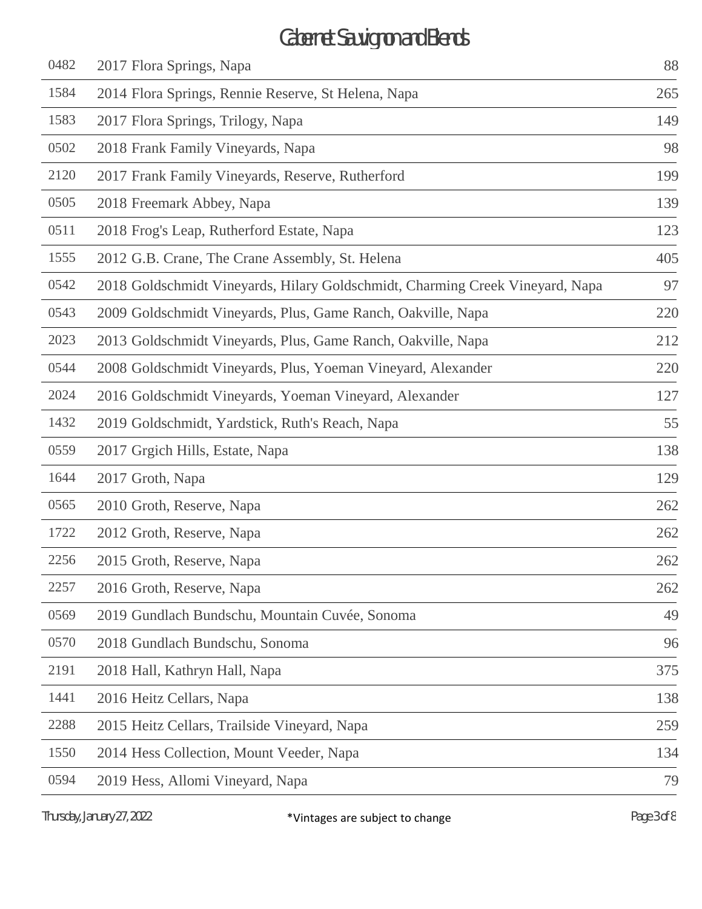# Cabernet Sauvignon and Blends

| | | |
|---|---|---|
| 0482 | 2017 Flora Springs, Napa | 88 |
| 1584 | 2014 Flora Springs, Rennie Reserve, St Helena, Napa | 265 |
| 1583 | 2017 Flora Springs, Trilogy, Napa | 149 |
| 0502 | 2018 Frank Family Vineyards, Napa | 98 |
| 2120 | 2017 Frank Family Vineyards, Reserve, Rutherford | 199 |
| 0505 | 2018 Freemark Abbey, Napa | 139 |
| 0511 | 2018 Frog's Leap, Rutherford Estate, Napa | 123 |
| 1555 | 2012 G.B. Crane, The Crane Assembly, St. Helena | 405 |
| 0542 | 2018 Goldschmidt Vineyards, Hilary Goldschmidt, Charming Creek Vineyard, Napa | 97 |
| 0543 | 2009 Goldschmidt Vineyards, Plus, Game Ranch, Oakville, Napa | 220 |
| 2023 | 2013 Goldschmidt Vineyards, Plus, Game Ranch, Oakville, Napa | 212 |
| 0544 | 2008 Goldschmidt Vineyards, Plus, Yoeman Vineyard, Alexander | 220 |
| 2024 | 2016 Goldschmidt Vineyards, Yoeman Vineyard, Alexander | 127 |
| 1432 | 2019 Goldschmidt, Yardstick, Ruth's Reach, Napa | 55 |
| 0559 | 2017 Grgich Hills, Estate, Napa | 138 |
| 1644 | 2017 Groth, Napa | 129 |
| 0565 | 2010 Groth, Reserve, Napa | 262 |
| 1722 | 2012 Groth, Reserve, Napa | 262 |
| 2256 | 2015 Groth, Reserve, Napa | 262 |
| 2257 | 2016 Groth, Reserve, Napa | 262 |
| 0569 | 2019 Gundlach Bundschu, Mountain Cuvée, Sonoma | 49 |
| 0570 | 2018 Gundlach Bundschu, Sonoma | 96 |
| 2191 | 2018 Hall, Kathryn Hall, Napa | 375 |
| 1441 | 2016 Heitz Cellars, Napa | 138 |
| 2288 | 2015 Heitz Cellars, Trailside Vineyard, Napa | 259 |
| 1550 | 2014 Hess Collection, Mount Veeder, Napa | 134 |
| 0594 | 2019 Hess, Allomi Vineyard, Napa | 79 |

*Vintages are subject to change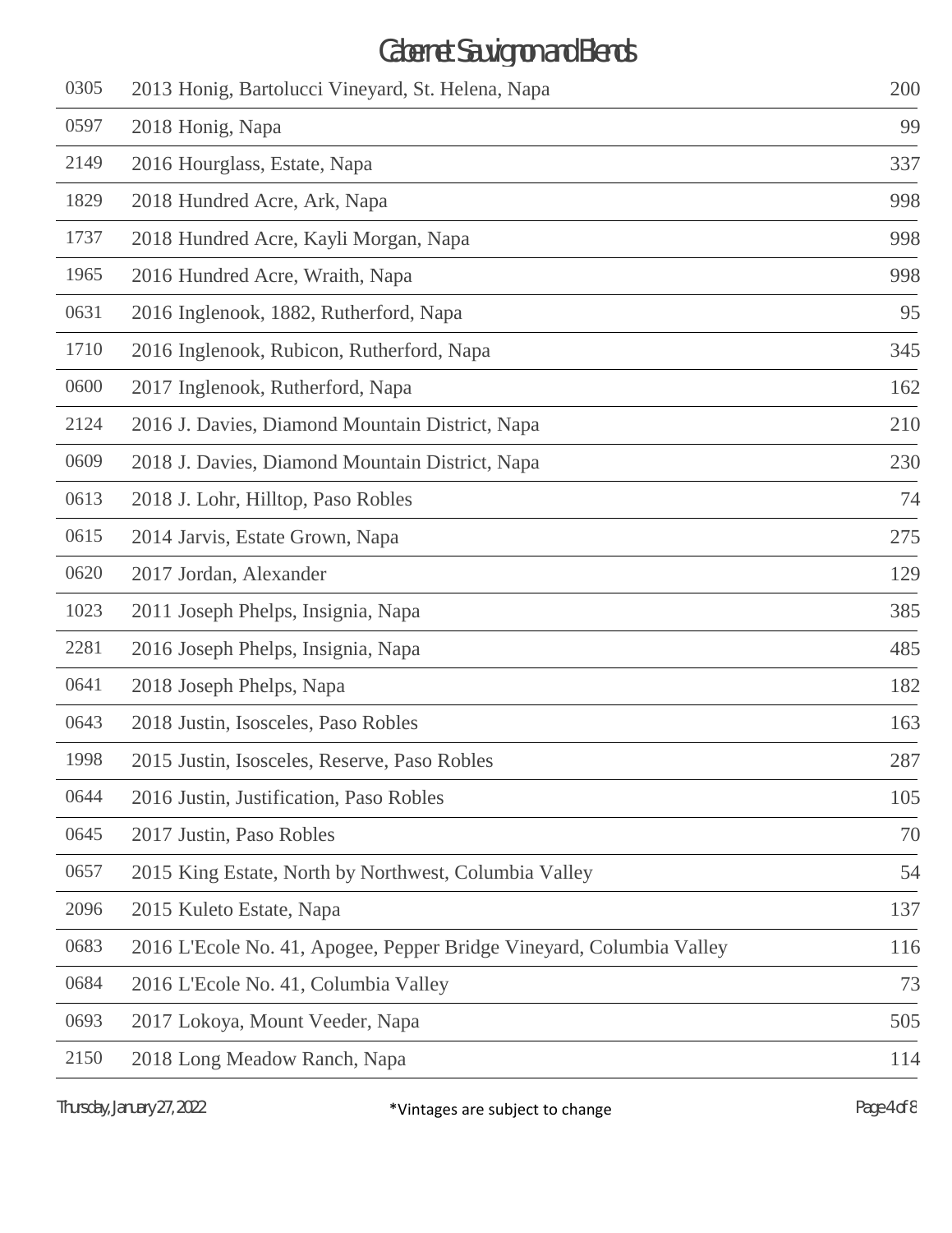# Cabernet Sauvignon and Blends

| | | |
|---|---|---|
| 0305 | 2013 Honig, Bartolucci Vineyard, St. Helena, Napa | 200 |
| 0597 | 2018 Honig, Napa | 99 |
| 2149 | 2016 Hourglass, Estate, Napa | 337 |
| 1829 | 2018 Hundred Acre, Ark, Napa | 998 |
| 1737 | 2018 Hundred Acre, Kayli Morgan, Napa | 998 |
| 1965 | 2016 Hundred Acre, Wraith, Napa | 998 |
| 0631 | 2016 Inglenook, 1882, Rutherford, Napa | 95 |
| 1710 | 2016 Inglenook, Rubicon, Rutherford, Napa | 345 |
| 0600 | 2017 Inglenook, Rutherford, Napa | 162 |
| 2124 | 2016 J. Davies, Diamond Mountain District, Napa | 210 |
| 0609 | 2018 J. Davies, Diamond Mountain District, Napa | 230 |
| 0613 | 2018 J. Lohr, Hilltop, Paso Robles | 74 |
| 0615 | 2014 Jarvis, Estate Grown, Napa | 275 |
| 0620 | 2017 Jordan, Alexander | 129 |
| 1023 | 2011 Joseph Phelps, Insignia, Napa | 385 |
| 2281 | 2016 Joseph Phelps, Insignia, Napa | 485 |
| 0641 | 2018 Joseph Phelps, Napa | 182 |
| 0643 | 2018 Justin, Isosceles, Paso Robles | 163 |
| 1998 | 2015 Justin, Isosceles, Reserve, Paso Robles | 287 |
| 0644 | 2016 Justin, Justification, Paso Robles | 105 |
| 0645 | 2017 Justin, Paso Robles | 70 |
| 0657 | 2015 King Estate, North by Northwest, Columbia Valley | 54 |
| 2096 | 2015 Kuleto Estate, Napa | 137 |
| 0683 | 2016 L'Ecole No. 41, Apogee, Pepper Bridge Vineyard, Columbia Valley | 116 |
| 0684 | 2016 L'Ecole No. 41, Columbia Valley | 73 |
| 0693 | 2017 Lokoya, Mount Veeder, Napa | 505 |
| 2150 | 2018 Long Meadow Ranch, Napa | 114 |

Thursday, January 27, 2022 — *Vintages are subject to change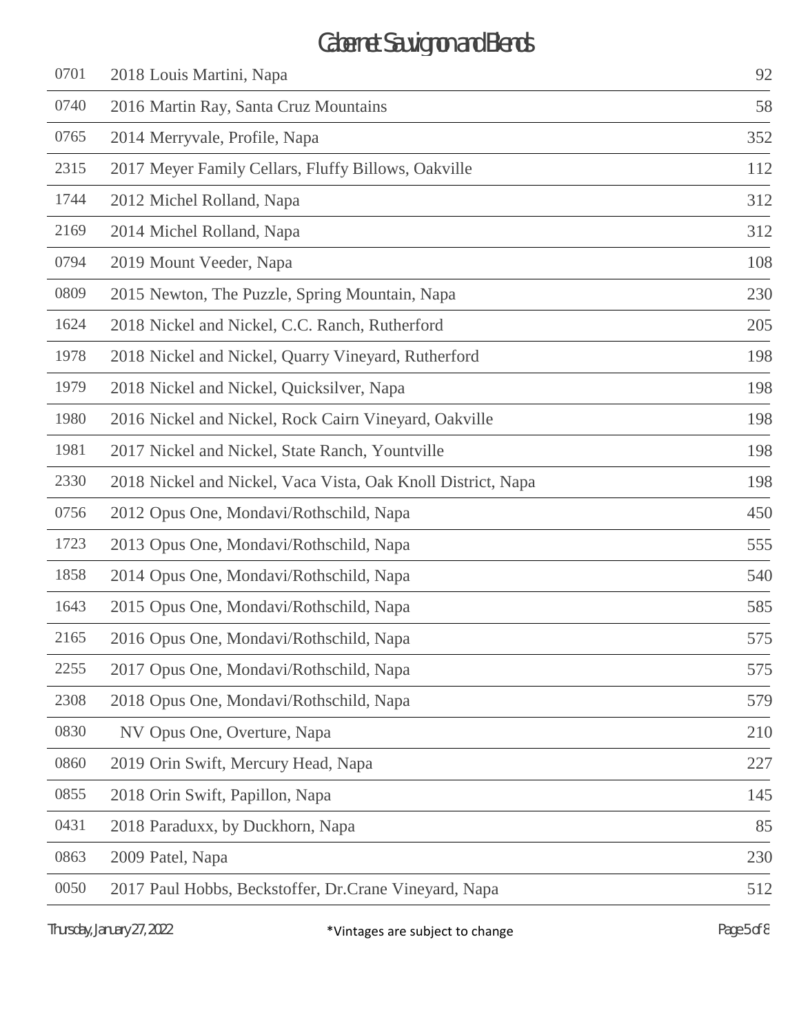# Cabernet Sauvignon and Blends

| | | |
|---|---|---|
| 0701 | 2018 Louis Martini, Napa | 92 |
| 0740 | 2016 Martin Ray, Santa Cruz Mountains | 58 |
| 0765 | 2014 Merryvale, Profile, Napa | 352 |
| 2315 | 2017 Meyer Family Cellars, Fluffy Billows, Oakville | 112 |
| 1744 | 2012 Michel Rolland, Napa | 312 |
| 2169 | 2014 Michel Rolland, Napa | 312 |
| 0794 | 2019 Mount Veeder, Napa | 108 |
| 0809 | 2015 Newton, The Puzzle, Spring Mountain, Napa | 230 |
| 1624 | 2018 Nickel and Nickel, C.C. Ranch, Rutherford | 205 |
| 1978 | 2018 Nickel and Nickel, Quarry Vineyard, Rutherford | 198 |
| 1979 | 2018 Nickel and Nickel, Quicksilver, Napa | 198 |
| 1980 | 2016 Nickel and Nickel, Rock Cairn Vineyard, Oakville | 198 |
| 1981 | 2017 Nickel and Nickel, State Ranch, Yountville | 198 |
| 2330 | 2018 Nickel and Nickel, Vaca Vista, Oak Knoll District, Napa | 198 |
| 0756 | 2012 Opus One, Mondavi/Rothschild, Napa | 450 |
| 1723 | 2013 Opus One, Mondavi/Rothschild, Napa | 555 |
| 1858 | 2014 Opus One, Mondavi/Rothschild, Napa | 540 |
| 1643 | 2015 Opus One, Mondavi/Rothschild, Napa | 585 |
| 2165 | 2016 Opus One, Mondavi/Rothschild, Napa | 575 |
| 2255 | 2017 Opus One, Mondavi/Rothschild, Napa | 575 |
| 2308 | 2018 Opus One, Mondavi/Rothschild, Napa | 579 |
| 0830 | NV Opus One, Overture, Napa | 210 |
| 0860 | 2019 Orin Swift, Mercury Head, Napa | 227 |
| 0855 | 2018 Orin Swift, Papillon, Napa | 145 |
| 0431 | 2018 Paraduxx, by Duckhorn, Napa | 85 |
| 0863 | 2009 Patel, Napa | 230 |
| 0050 | 2017 Paul Hobbs, Beckstoffer, Dr.Crane Vineyard, Napa | 512 |

Thursday, January 27, 2022

*Vintages are subject to change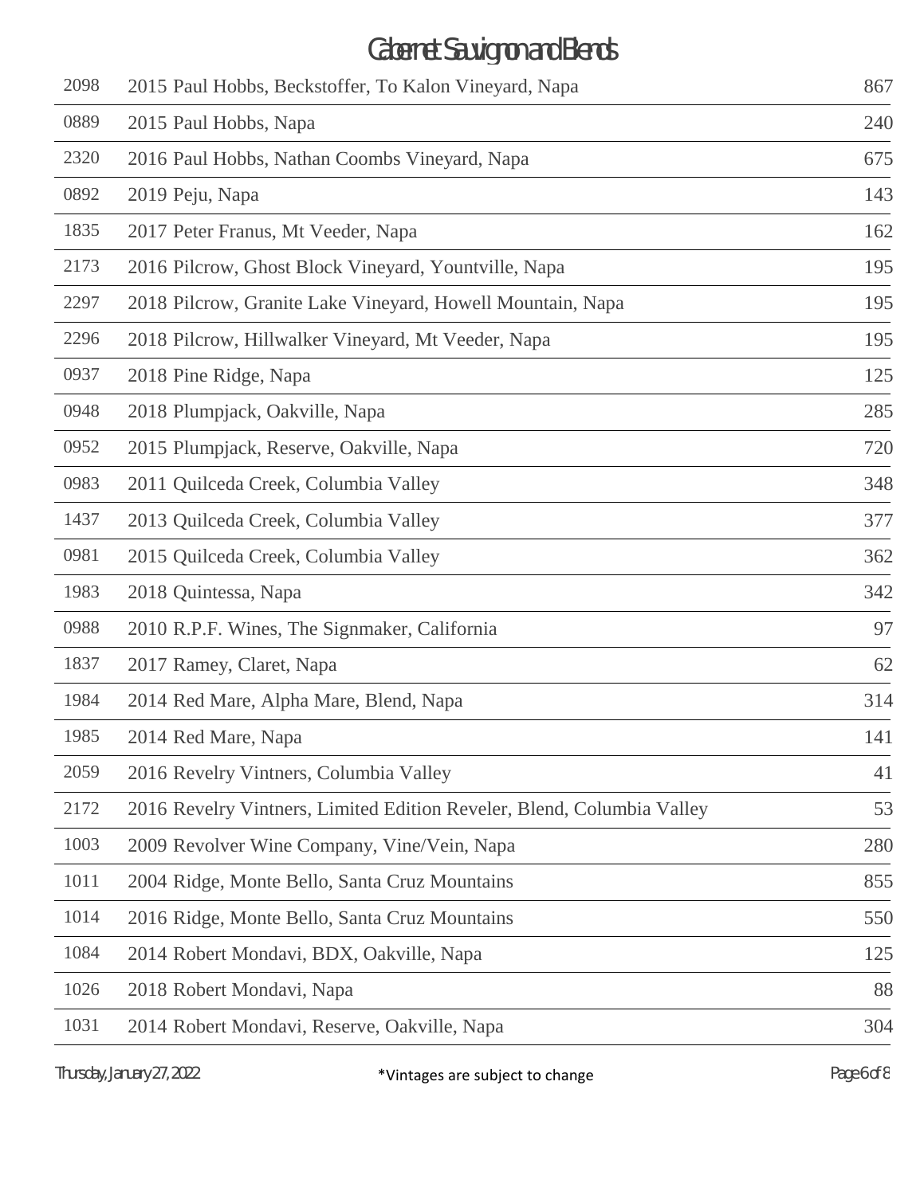# Cabernet Sauvignon and Blends

| | | |
|---|---|---|
| 2098 | 2015 Paul Hobbs, Beckstoffer, To Kalon Vineyard, Napa | 867 |
| 0889 | 2015 Paul Hobbs, Napa | 240 |
| 2320 | 2016 Paul Hobbs, Nathan Coombs Vineyard, Napa | 675 |
| 0892 | 2019 Peju, Napa | 143 |
| 1835 | 2017 Peter Franus, Mt Veeder, Napa | 162 |
| 2173 | 2016 Pilcrow, Ghost Block Vineyard, Yountville, Napa | 195 |
| 2297 | 2018 Pilcrow, Granite Lake Vineyard, Howell Mountain, Napa | 195 |
| 2296 | 2018 Pilcrow, Hillwalker Vineyard, Mt Veeder, Napa | 195 |
| 0937 | 2018 Pine Ridge, Napa | 125 |
| 0948 | 2018 Plumpjack, Oakville, Napa | 285 |
| 0952 | 2015 Plumpjack, Reserve, Oakville, Napa | 720 |
| 0983 | 2011 Quilceda Creek, Columbia Valley | 348 |
| 1437 | 2013 Quilceda Creek, Columbia Valley | 377 |
| 0981 | 2015 Quilceda Creek, Columbia Valley | 362 |
| 1983 | 2018 Quintessa, Napa | 342 |
| 0988 | 2010 R.P.F. Wines, The Signmaker, California | 97 |
| 1837 | 2017 Ramey, Claret, Napa | 62 |
| 1984 | 2014 Red Mare, Alpha Mare, Blend, Napa | 314 |
| 1985 | 2014 Red Mare, Napa | 141 |
| 2059 | 2016 Revelry Vintners, Columbia Valley | 41 |
| 2172 | 2016 Revelry Vintners, Limited Edition Reveler, Blend, Columbia Valley | 53 |
| 1003 | 2009 Revolver Wine Company, Vine/Vein, Napa | 280 |
| 1011 | 2004 Ridge, Monte Bello, Santa Cruz Mountains | 855 |
| 1014 | 2016 Ridge, Monte Bello, Santa Cruz Mountains | 550 |
| 1084 | 2014 Robert Mondavi, BDX, Oakville, Napa | 125 |
| 1026 | 2018 Robert Mondavi, Napa | 88 |
| 1031 | 2014 Robert Mondavi, Reserve, Oakville, Napa | 304 |

Thursday, January 27, 2022

*Vintages are subject to change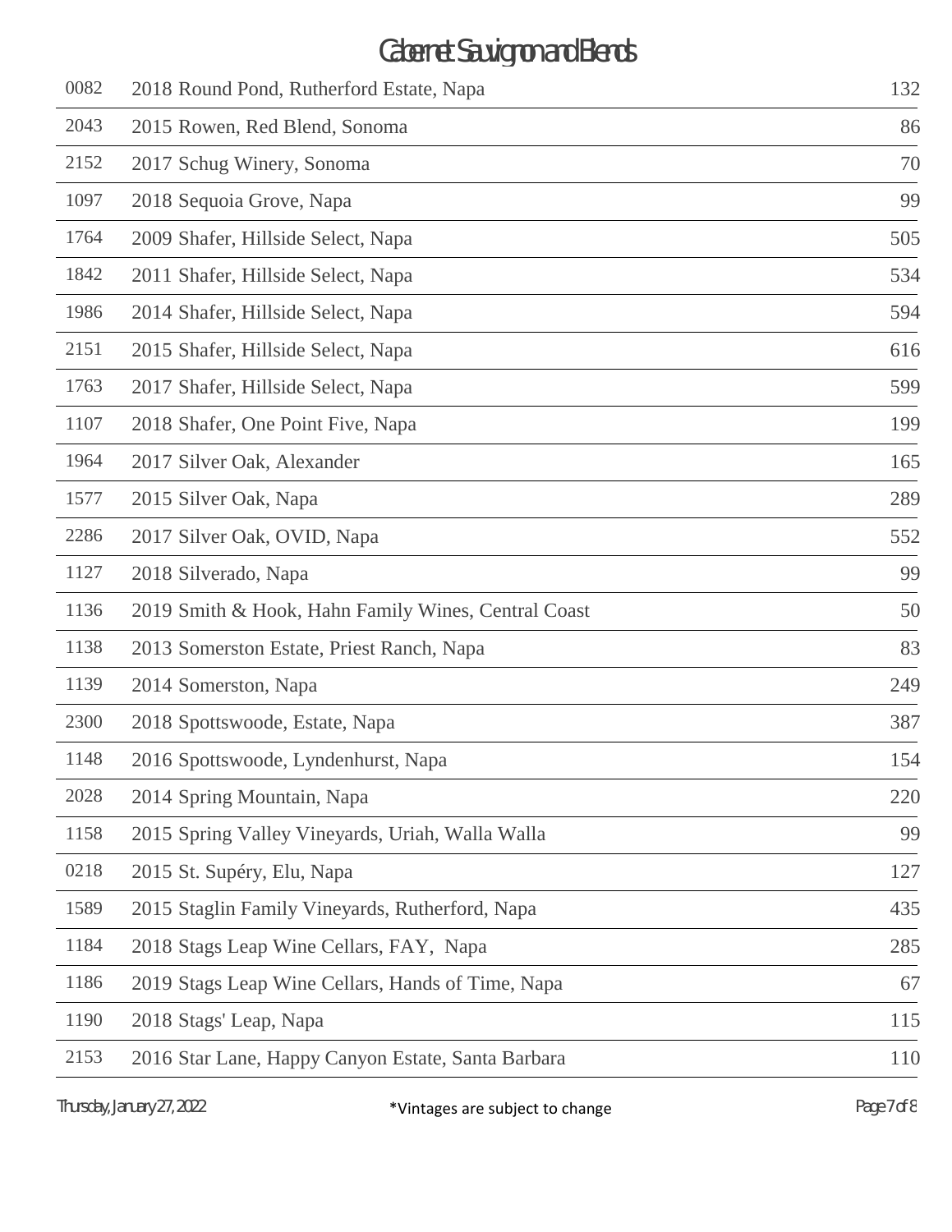# Cabernet Sauvignon and Blends

| | | |
|---|---|---|
| 0082 | 2018 Round Pond, Rutherford Estate, Napa | 132 |
| 2043 | 2015 Rowen, Red Blend, Sonoma | 86 |
| 2152 | 2017 Schug Winery, Sonoma | 70 |
| 1097 | 2018 Sequoia Grove, Napa | 99 |
| 1764 | 2009 Shafer, Hillside Select, Napa | 505 |
| 1842 | 2011 Shafer, Hillside Select, Napa | 534 |
| 1986 | 2014 Shafer, Hillside Select, Napa | 594 |
| 2151 | 2015 Shafer, Hillside Select, Napa | 616 |
| 1763 | 2017 Shafer, Hillside Select, Napa | 599 |
| 1107 | 2018 Shafer, One Point Five, Napa | 199 |
| 1964 | 2017 Silver Oak, Alexander | 165 |
| 1577 | 2015 Silver Oak, Napa | 289 |
| 2286 | 2017 Silver Oak, OVID, Napa | 552 |
| 1127 | 2018 Silverado, Napa | 99 |
| 1136 | 2019 Smith & Hook, Hahn Family Wines, Central Coast | 50 |
| 1138 | 2013 Somerston Estate, Priest Ranch, Napa | 83 |
| 1139 | 2014 Somerston, Napa | 249 |
| 2300 | 2018 Spottswoode, Estate, Napa | 387 |
| 1148 | 2016 Spottswoode, Lyndenhurst, Napa | 154 |
| 2028 | 2014 Spring Mountain, Napa | 220 |
| 1158 | 2015 Spring Valley Vineyards, Uriah, Walla Walla | 99 |
| 0218 | 2015 St. Supéry, Elu, Napa | 127 |
| 1589 | 2015 Staglin Family Vineyards, Rutherford, Napa | 435 |
| 1184 | 2018 Stags Leap Wine Cellars, FAY, Napa | 285 |
| 1186 | 2019 Stags Leap Wine Cellars, Hands of Time, Napa | 67 |
| 1190 | 2018 Stags' Leap, Napa | 115 |
| 2153 | 2016 Star Lane, Happy Canyon Estate, Santa Barbara | 110 |

*Vintages are subject to change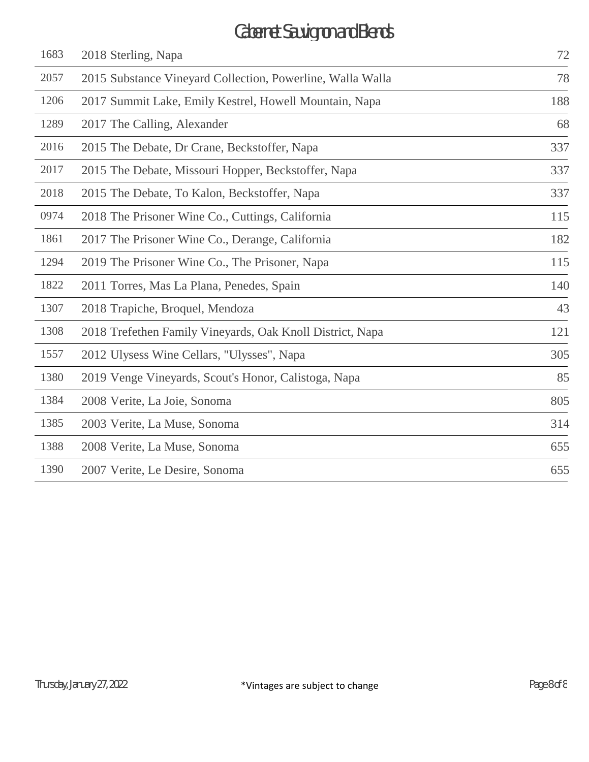# Cabernet Sauvignon and Blends

| | | |
|---|---|---|
| 1683 | 2018 Sterling, Napa | 72 |
| 2057 | 2015 Substance Vineyard Collection, Powerline, Walla Walla | 78 |
| 1206 | 2017 Summit Lake, Emily Kestrel, Howell Mountain, Napa | 188 |
| 1289 | 2017 The Calling, Alexander | 68 |
| 2016 | 2015 The Debate, Dr Crane, Beckstoffer, Napa | 337 |
| 2017 | 2015 The Debate, Missouri Hopper, Beckstoffer, Napa | 337 |
| 2018 | 2015 The Debate, To Kalon, Beckstoffer, Napa | 337 |
| 0974 | 2018 The Prisoner Wine Co., Cuttings, California | 115 |
| 1861 | 2017 The Prisoner Wine Co., Derange, California | 182 |
| 1294 | 2019 The Prisoner Wine Co., The Prisoner, Napa | 115 |
| 1822 | 2011 Torres, Mas La Plana, Penedes, Spain | 140 |
| 1307 | 2018 Trapiche, Broquel, Mendoza | 43 |
| 1308 | 2018 Trefethen Family Vineyards, Oak Knoll District, Napa | 121 |
| 1557 | 2012 Ulysess Wine Cellars, "Ulysses", Napa | 305 |
| 1380 | 2019 Venge Vineyards, Scout's Honor, Calistoga, Napa | 85 |
| 1384 | 2008 Verite, La Joie, Sonoma | 805 |
| 1385 | 2003 Verite, La Muse, Sonoma | 314 |
| 1388 | 2008 Verite, La Muse, Sonoma | 655 |
| 1390 | 2007 Verite, Le Desire, Sonoma | 655 |

*Vintages are subject to change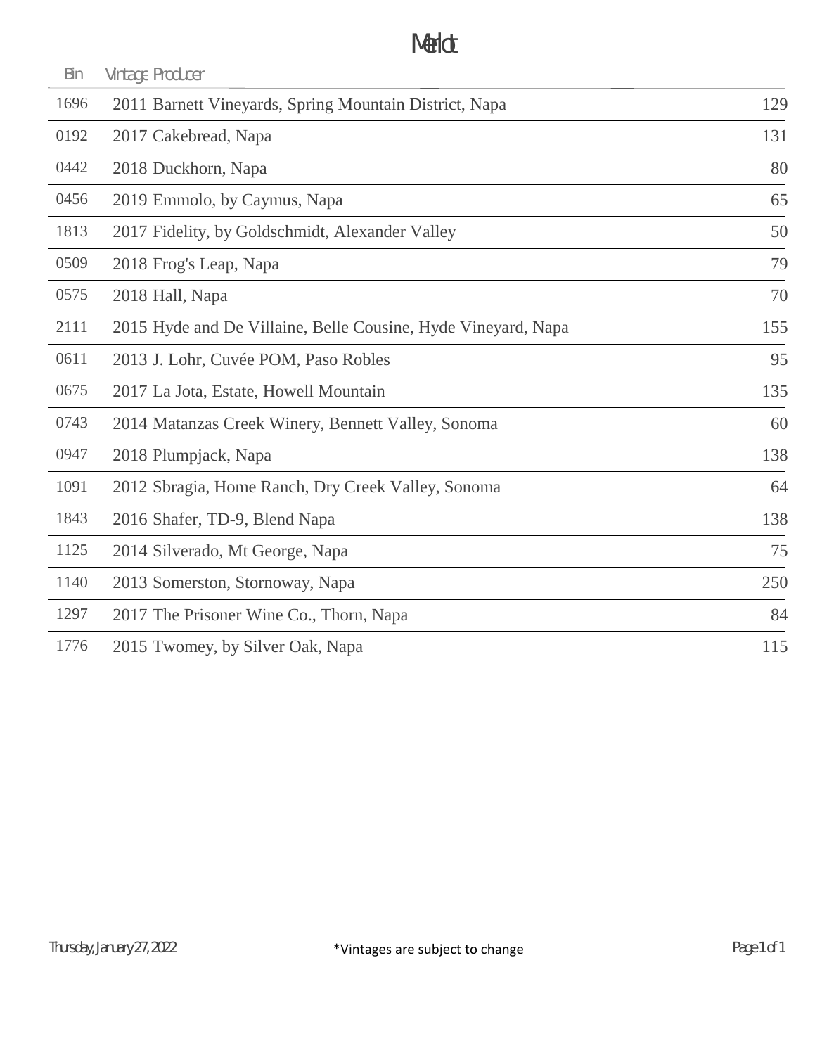# Merlot

| Bin | Vintage | Producer | |
|---|---|---|---|
| 1696 | 2011 | Barnett Vineyards, Spring Mountain District, Napa | 129 |
| 0192 | 2017 | Cakebread, Napa | 131 |
| 0442 | 2018 | Duckhorn, Napa | 80 |
| 0456 | 2019 | Emmolo, by Caymus, Napa | 65 |
| 1813 | 2017 | Fidelity, by Goldschmidt, Alexander Valley | 50 |
| 0509 | 2018 | Frog's Leap, Napa | 79 |
| 0575 | 2018 | Hall, Napa | 70 |
| 2111 | 2015 | Hyde and De Villaine, Belle Cousine, Hyde Vineyard, Napa | 155 |
| 0611 | 2013 | J. Lohr, Cuvée POM, Paso Robles | 95 |
| 0675 | 2017 | La Jota, Estate, Howell Mountain | 135 |
| 0743 | 2014 | Matanzas Creek Winery, Bennett Valley, Sonoma | 60 |
| 0947 | 2018 | Plumpjack, Napa | 138 |
| 1091 | 2012 | Sbragia, Home Ranch, Dry Creek Valley, Sonoma | 64 |
| 1843 | 2016 | Shafer, TD-9, Blend Napa | 138 |
| 1125 | 2014 | Silverado, Mt George, Napa | 75 |
| 1140 | 2013 | Somerston, Stornoway, Napa | 250 |
| 1297 | 2017 | The Prisoner Wine Co., Thorn, Napa | 84 |
| 1776 | 2015 | Twomey, by Silver Oak, Napa | 115 |

Thursday, January 27, 2022

*Vintages are subject to change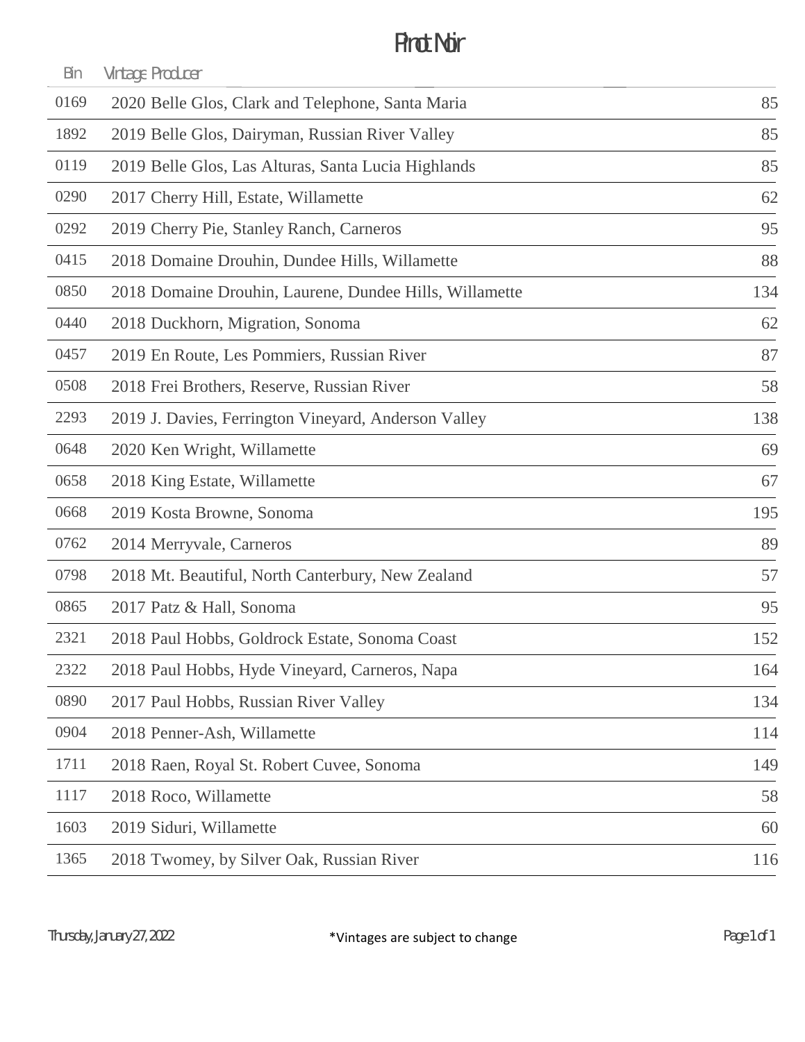# Pinot Noir

| Bin | Vintage Producer | |
|---|---|---|
| 0169 | 2020 Belle Glos, Clark and Telephone, Santa Maria | 85 |
| 1892 | 2019 Belle Glos, Dairyman, Russian River Valley | 85 |
| 0119 | 2019 Belle Glos, Las Alturas, Santa Lucia Highlands | 85 |
| 0290 | 2017 Cherry Hill, Estate, Willamette | 62 |
| 0292 | 2019 Cherry Pie, Stanley Ranch, Carneros | 95 |
| 0415 | 2018 Domaine Drouhin, Dundee Hills, Willamette | 88 |
| 0850 | 2018 Domaine Drouhin, Laurene, Dundee Hills, Willamette | 134 |
| 0440 | 2018 Duckhorn, Migration, Sonoma | 62 |
| 0457 | 2019 En Route, Les Pommiers, Russian River | 87 |
| 0508 | 2018 Frei Brothers, Reserve, Russian River | 58 |
| 2293 | 2019 J. Davies, Ferrington Vineyard, Anderson Valley | 138 |
| 0648 | 2020 Ken Wright, Willamette | 69 |
| 0658 | 2018 King Estate, Willamette | 67 |
| 0668 | 2019 Kosta Browne, Sonoma | 195 |
| 0762 | 2014 Merryvale, Carneros | 89 |
| 0798 | 2018 Mt. Beautiful, North Canterbury, New Zealand | 57 |
| 0865 | 2017 Patz & Hall, Sonoma | 95 |
| 2321 | 2018 Paul Hobbs, Goldrock Estate, Sonoma Coast | 152 |
| 2322 | 2018 Paul Hobbs, Hyde Vineyard, Carneros, Napa | 164 |
| 0890 | 2017 Paul Hobbs, Russian River Valley | 134 |
| 0904 | 2018 Penner-Ash, Willamette | 114 |
| 1711 | 2018 Raen, Royal St. Robert Cuvee, Sonoma | 149 |
| 1117 | 2018 Roco, Willamette | 58 |
| 1603 | 2019 Siduri, Willamette | 60 |
| 1365 | 2018 Twomey, by Silver Oak, Russian River | 116 |

Thursday, January 27, 2022

*Vintages are subject to change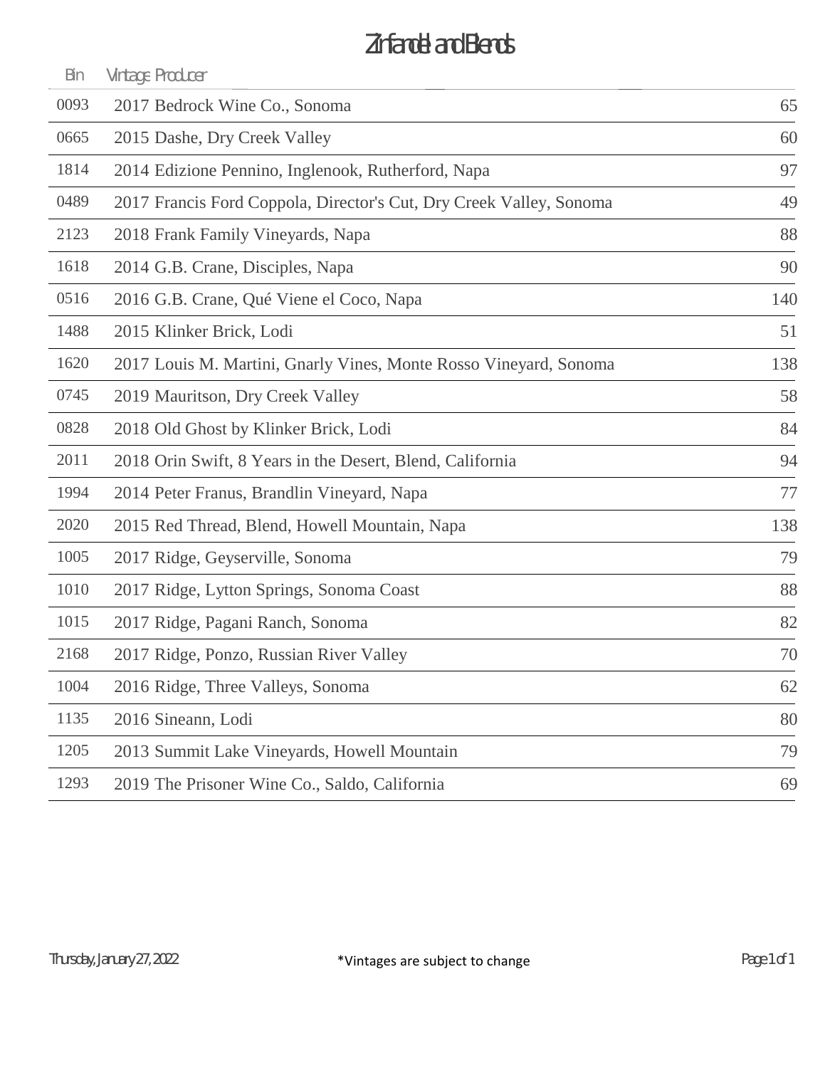# Zinfandel and Blends

| Bin | Vintage Producer | |
|---|---|---|
| 0093 | 2017 Bedrock Wine Co., Sonoma | 65 |
| 0665 | 2015 Dashe, Dry Creek Valley | 60 |
| 1814 | 2014 Edizione Pennino, Inglenook, Rutherford, Napa | 97 |
| 0489 | 2017 Francis Ford Coppola, Director's Cut, Dry Creek Valley, Sonoma | 49 |
| 2123 | 2018 Frank Family Vineyards, Napa | 88 |
| 1618 | 2014 G.B. Crane, Disciples, Napa | 90 |
| 0516 | 2016 G.B. Crane, Qué Viene el Coco, Napa | 140 |
| 1488 | 2015 Klinker Brick, Lodi | 51 |
| 1620 | 2017 Louis M. Martini, Gnarly Vines, Monte Rosso Vineyard, Sonoma | 138 |
| 0745 | 2019 Mauritson, Dry Creek Valley | 58 |
| 0828 | 2018 Old Ghost by Klinker Brick, Lodi | 84 |
| 2011 | 2018 Orin Swift, 8 Years in the Desert, Blend, California | 94 |
| 1994 | 2014 Peter Franus, Brandlin Vineyard, Napa | 77 |
| 2020 | 2015 Red Thread, Blend, Howell Mountain, Napa | 138 |
| 1005 | 2017 Ridge, Geyserville, Sonoma | 79 |
| 1010 | 2017 Ridge, Lytton Springs, Sonoma Coast | 88 |
| 1015 | 2017 Ridge, Pagani Ranch, Sonoma | 82 |
| 2168 | 2017 Ridge, Ponzo, Russian River Valley | 70 |
| 1004 | 2016 Ridge, Three Valleys, Sonoma | 62 |
| 1135 | 2016 Sineann, Lodi | 80 |
| 1205 | 2013 Summit Lake Vineyards, Howell Mountain | 79 |
| 1293 | 2019 The Prisoner Wine Co., Saldo, California | 69 |

Thursday, January 27, 2022

*Vintages are subject to change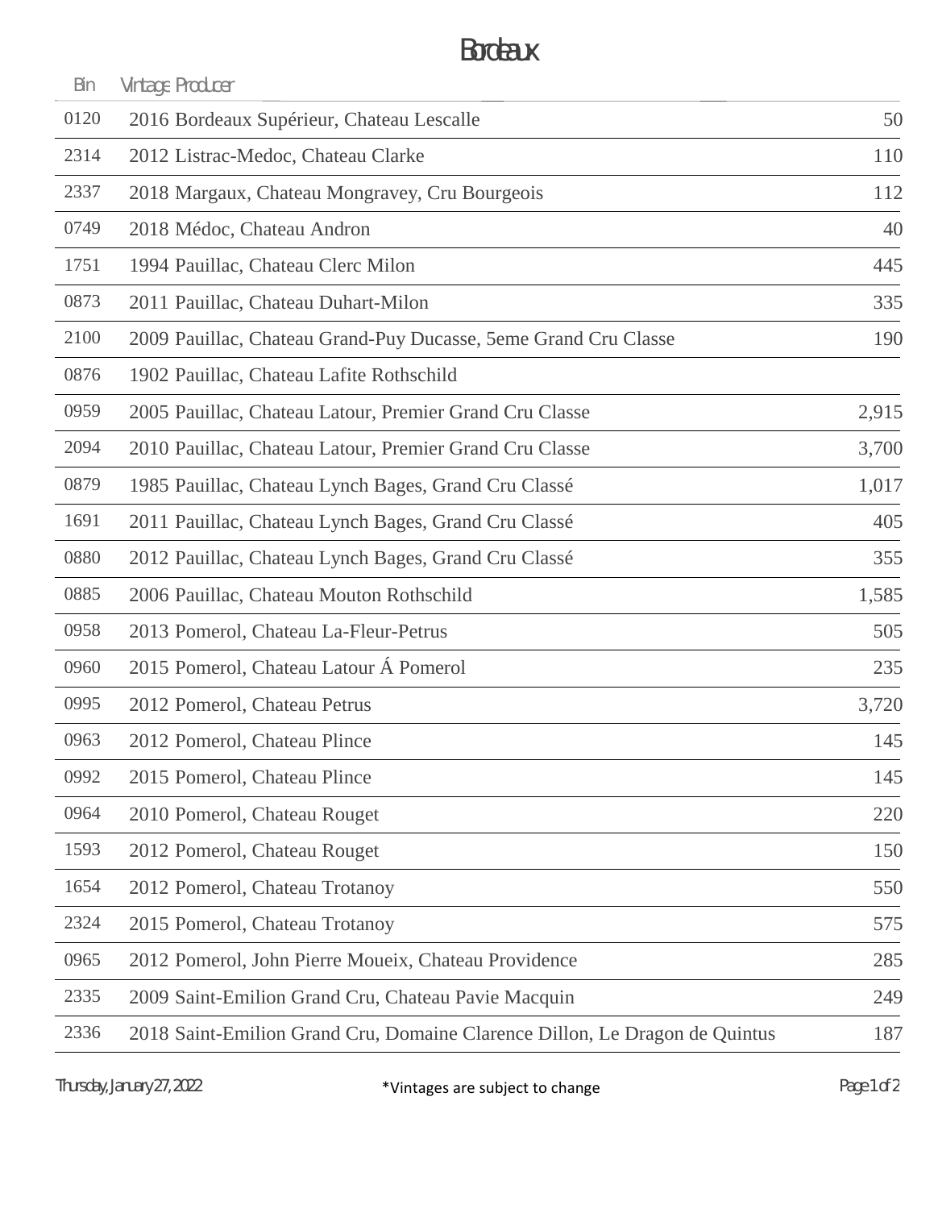# Bordeaux

| Bin | Vintage Producer | |
|---|---|---|
| 0120 | 2016 Bordeaux Supérieur, Chateau Lescalle | 50 |
| 2314 | 2012 Listrac-Medoc, Chateau Clarke | 110 |
| 2337 | 2018 Margaux, Chateau Mongravey, Cru Bourgeois | 112 |
| 0749 | 2018 Médoc, Chateau Andron | 40 |
| 1751 | 1994 Pauillac, Chateau Clerc Milon | 445 |
| 0873 | 2011 Pauillac, Chateau Duhart-Milon | 335 |
| 2100 | 2009 Pauillac, Chateau Grand-Puy Ducasse, 5eme Grand Cru Classe | 190 |
| 0876 | 1902 Pauillac, Chateau Lafite Rothschild | |
| 0959 | 2005 Pauillac, Chateau Latour, Premier Grand Cru Classe | 2,915 |
| 2094 | 2010 Pauillac, Chateau Latour, Premier Grand Cru Classe | 3,700 |
| 0879 | 1985 Pauillac, Chateau Lynch Bages, Grand Cru Classé | 1,017 |
| 1691 | 2011 Pauillac, Chateau Lynch Bages, Grand Cru Classé | 405 |
| 0880 | 2012 Pauillac, Chateau Lynch Bages, Grand Cru Classé | 355 |
| 0885 | 2006 Pauillac, Chateau Mouton Rothschild | 1,585 |
| 0958 | 2013 Pomerol, Chateau La-Fleur-Petrus | 505 |
| 0960 | 2015 Pomerol, Chateau Latour Á Pomerol | 235 |
| 0995 | 2012 Pomerol, Chateau Petrus | 3,720 |
| 0963 | 2012 Pomerol, Chateau Plince | 145 |
| 0992 | 2015 Pomerol, Chateau Plince | 145 |
| 0964 | 2010 Pomerol, Chateau Rouget | 220 |
| 1593 | 2012 Pomerol, Chateau Rouget | 150 |
| 1654 | 2012 Pomerol, Chateau Trotanoy | 550 |
| 2324 | 2015 Pomerol, Chateau Trotanoy | 575 |
| 0965 | 2012 Pomerol, John Pierre Moueix, Chateau Providence | 285 |
| 2335 | 2009 Saint-Emilion Grand Cru, Chateau Pavie Macquin | 249 |
| 2336 | 2018 Saint-Emilion Grand Cru, Domaine Clarence Dillon, Le Dragon de Quintus | 187 |

Thursday, January 27, 2022

*Vintages are subject to change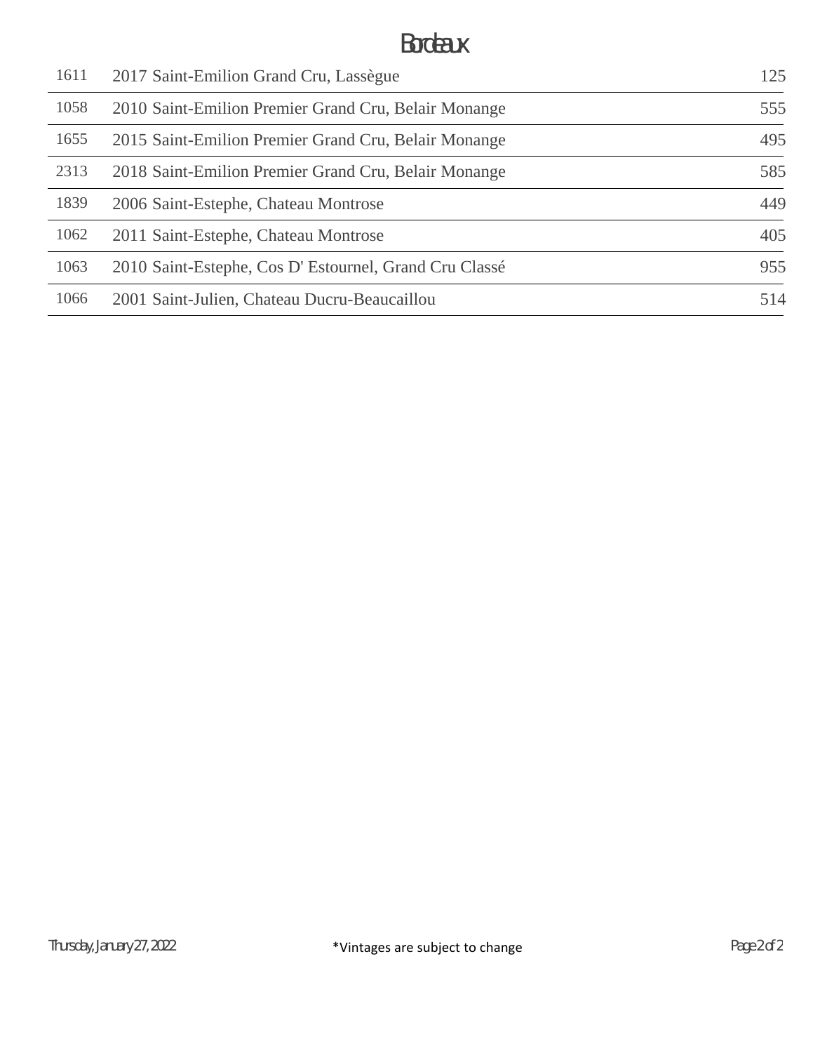# Bordeaux

| | | |
|---|---|---|
| 1611 | 2017 Saint-Emilion Grand Cru, Lassègue | 125 |
| 1058 | 2010 Saint-Emilion Premier Grand Cru, Belair Monange | 555 |
| 1655 | 2015 Saint-Emilion Premier Grand Cru, Belair Monange | 495 |
| 2313 | 2018 Saint-Emilion Premier Grand Cru, Belair Monange | 585 |
| 1839 | 2006 Saint-Estephe, Chateau Montrose | 449 |
| 1062 | 2011 Saint-Estephe, Chateau Montrose | 405 |
| 1063 | 2010 Saint-Estephe, Cos D' Estournel, Grand Cru Classé | 955 |
| 1066 | 2001 Saint-Julien, Chateau Ducru-Beaucaillou | 514 |

Thursday, January 27, 2022

*Vintages are subject to change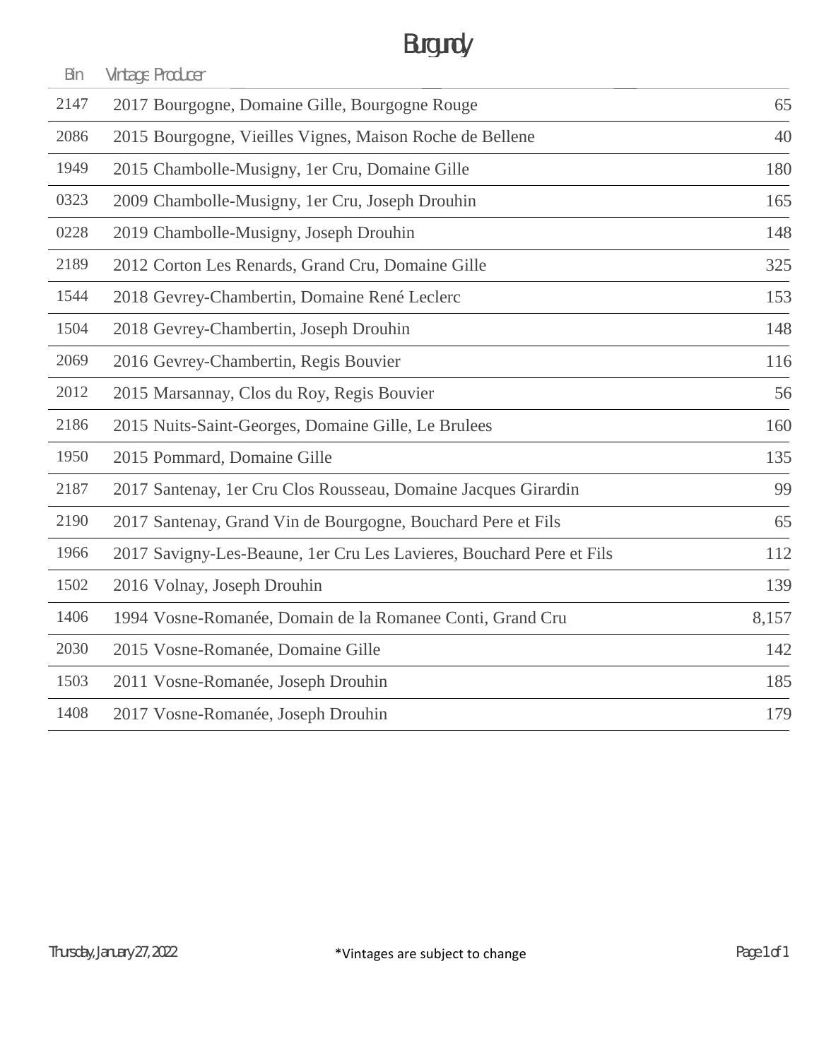# Burgundy

| Bin | Vintage Producer | |
|---|---|---|
| 2147 | 2017 Bourgogne, Domaine Gille, Bourgogne Rouge | 65 |
| 2086 | 2015 Bourgogne, Vieilles Vignes, Maison Roche de Bellene | 40 |
| 1949 | 2015 Chambolle-Musigny, 1er Cru, Domaine Gille | 180 |
| 0323 | 2009 Chambolle-Musigny, 1er Cru, Joseph Drouhin | 165 |
| 0228 | 2019 Chambolle-Musigny, Joseph Drouhin | 148 |
| 2189 | 2012 Corton Les Renards, Grand Cru, Domaine Gille | 325 |
| 1544 | 2018 Gevrey-Chambertin, Domaine René Leclerc | 153 |
| 1504 | 2018 Gevrey-Chambertin, Joseph Drouhin | 148 |
| 2069 | 2016 Gevrey-Chambertin, Regis Bouvier | 116 |
| 2012 | 2015 Marsannay, Clos du Roy, Regis Bouvier | 56 |
| 2186 | 2015 Nuits-Saint-Georges, Domaine Gille, Le Brulees | 160 |
| 1950 | 2015 Pommard, Domaine Gille | 135 |
| 2187 | 2017 Santenay, 1er Cru Clos Rousseau, Domaine Jacques Girardin | 99 |
| 2190 | 2017 Santenay, Grand Vin de Bourgogne, Bouchard Pere et Fils | 65 |
| 1966 | 2017 Savigny-Les-Beaune, 1er Cru Les Lavieres, Bouchard Pere et Fils | 112 |
| 1502 | 2016 Volnay, Joseph Drouhin | 139 |
| 1406 | 1994 Vosne-Romanée, Domain de la Romanee Conti, Grand Cru | 8,157 |
| 2030 | 2015 Vosne-Romanée, Domaine Gille | 142 |
| 1503 | 2011 Vosne-Romanée, Joseph Drouhin | 185 |
| 1408 | 2017 Vosne-Romanée, Joseph Drouhin | 179 |

Thursday, January 27, 2022

*Vintages are subject to change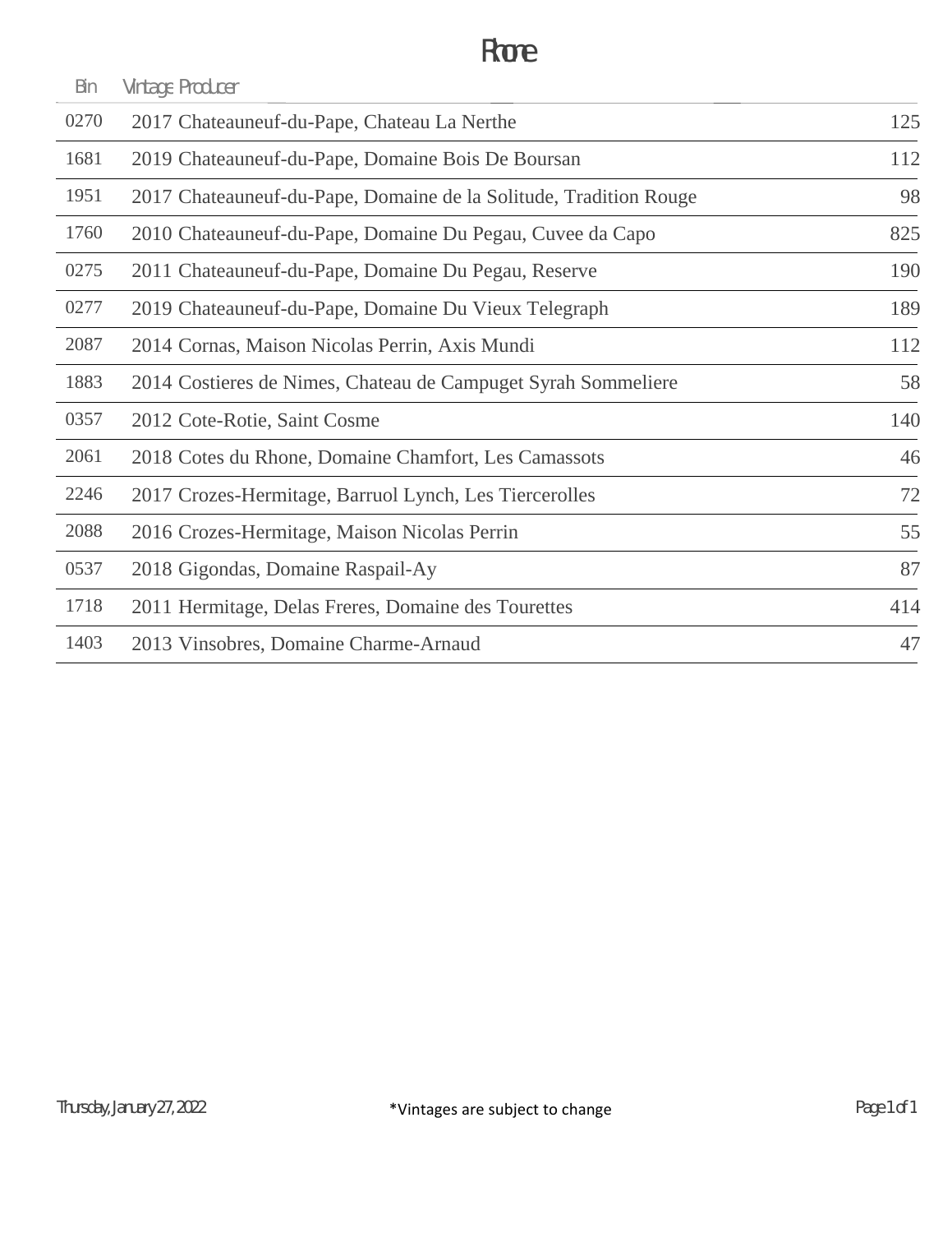# Rhone

| Bin | Vintage Producer | |
|---|---|---|
| 0270 | 2017 Chateauneuf-du-Pape, Chateau La Nerthe | 125 |
| 1681 | 2019 Chateauneuf-du-Pape, Domaine Bois De Boursan | 112 |
| 1951 | 2017 Chateauneuf-du-Pape, Domaine de la Solitude, Tradition Rouge | 98 |
| 1760 | 2010 Chateauneuf-du-Pape, Domaine Du Pegau, Cuvee da Capo | 825 |
| 0275 | 2011 Chateauneuf-du-Pape, Domaine Du Pegau, Reserve | 190 |
| 0277 | 2019 Chateauneuf-du-Pape, Domaine Du Vieux Telegraph | 189 |
| 2087 | 2014 Cornas, Maison Nicolas Perrin, Axis Mundi | 112 |
| 1883 | 2014 Costieres de Nimes, Chateau de Campuget Syrah Sommeliere | 58 |
| 0357 | 2012 Cote-Rotie, Saint Cosme | 140 |
| 2061 | 2018 Cotes du Rhone, Domaine Chamfort, Les Camassots | 46 |
| 2246 | 2017 Crozes-Hermitage, Barruol Lynch, Les Tiercerolles | 72 |
| 2088 | 2016 Crozes-Hermitage, Maison Nicolas Perrin | 55 |
| 0537 | 2018 Gigondas, Domaine Raspail-Ay | 87 |
| 1718 | 2011 Hermitage, Delas Freres, Domaine des Tourettes | 414 |
| 1403 | 2013 Vinsobres, Domaine Charme-Arnaud | 47 |

Thursday, January 27, 2022

*Vintages are subject to change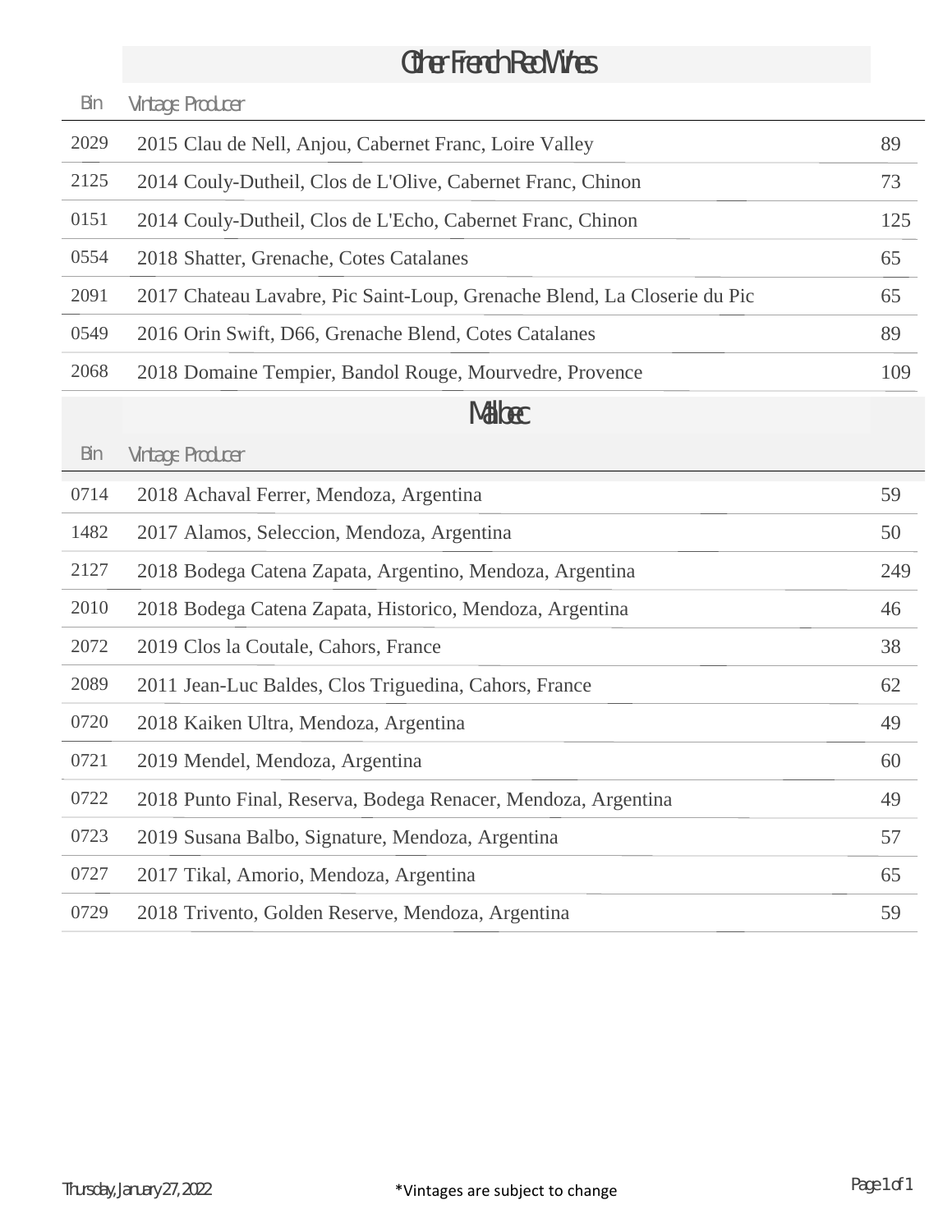## Other French Red Wines

| Bin | Vintage Producer | |
|---|---|---|
| 2029 | 2015 Clau de Nell, Anjou, Cabernet Franc, Loire Valley | 89 |
| 2125 | 2014 Couly-Dutheil, Clos de L'Olive, Cabernet Franc, Chinon | 73 |
| 0151 | 2014 Couly-Dutheil, Clos de L'Echo, Cabernet Franc, Chinon | 125 |
| 0554 | 2018 Shatter, Grenache, Cotes Catalanes | 65 |
| 2091 | 2017 Chateau Lavabre, Pic Saint-Loup, Grenache Blend, La Closerie du Pic | 65 |
| 0549 | 2016 Orin Swift, D66, Grenache Blend, Cotes Catalanes | 89 |
| 2068 | 2018 Domaine Tempier, Bandol Rouge, Mourvedre, Provence | 109 |

## Malbec

| Bin | Vintage Producer | |
|---|---|---|
| 0714 | 2018 Achaval Ferrer, Mendoza, Argentina | 59 |
| 1482 | 2017 Alamos, Seleccion, Mendoza, Argentina | 50 |
| 2127 | 2018 Bodega Catena Zapata, Argentino, Mendoza, Argentina | 249 |
| 2010 | 2018 Bodega Catena Zapata, Historico, Mendoza, Argentina | 46 |
| 2072 | 2019 Clos la Coutale, Cahors, France | 38 |
| 2089 | 2011 Jean-Luc Baldes, Clos Triguedina, Cahors, France | 62 |
| 0720 | 2018 Kaiken Ultra, Mendoza, Argentina | 49 |
| 0721 | 2019 Mendel, Mendoza, Argentina | 60 |
| 0722 | 2018 Punto Final, Reserva, Bodega Renacer, Mendoza, Argentina | 49 |
| 0723 | 2019 Susana Balbo, Signature, Mendoza, Argentina | 57 |
| 0727 | 2017 Tikal, Amorio, Mendoza, Argentina | 65 |
| 0729 | 2018 Trivento, Golden Reserve, Mendoza, Argentina | 59 |

Thursday, January 27, 2022

*Vintages are subject to change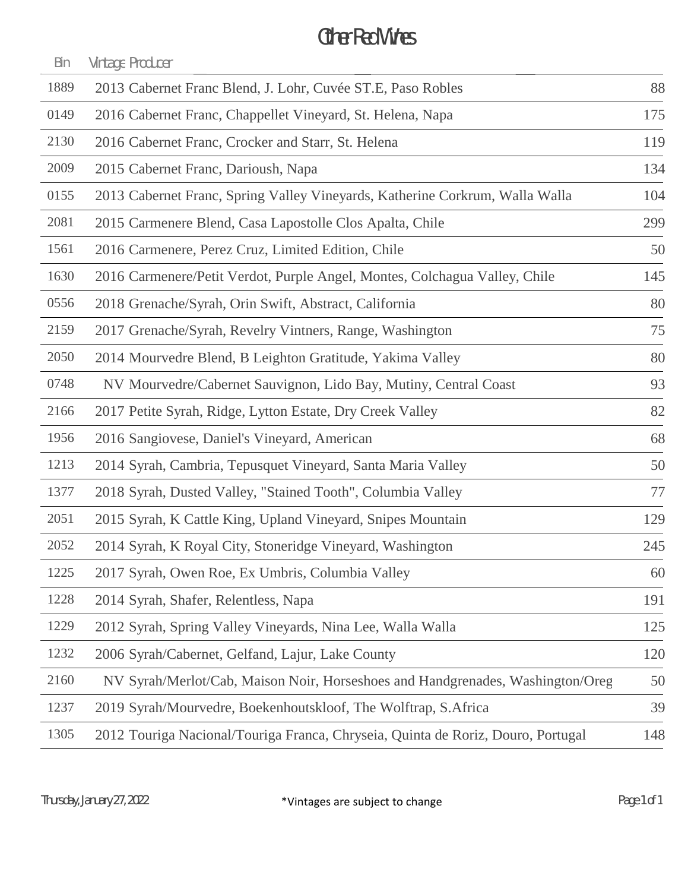# Other Red Wines

| Bin | Vintage Producer | |
|---|---|---|
| 1889 | 2013 Cabernet Franc Blend, J. Lohr, Cuvée ST.E, Paso Robles | 88 |
| 0149 | 2016 Cabernet Franc, Chappellet Vineyard, St. Helena, Napa | 175 |
| 2130 | 2016 Cabernet Franc, Crocker and Starr, St. Helena | 119 |
| 2009 | 2015 Cabernet Franc, Darioush, Napa | 134 |
| 0155 | 2013 Cabernet Franc, Spring Valley Vineyards, Katherine Corkrum, Walla Walla | 104 |
| 2081 | 2015 Carmenere Blend, Casa Lapostolle Clos Apalta, Chile | 299 |
| 1561 | 2016 Carmenere, Perez Cruz, Limited Edition, Chile | 50 |
| 1630 | 2016 Carmenere/Petit Verdot, Purple Angel, Montes, Colchagua Valley, Chile | 145 |
| 0556 | 2018 Grenache/Syrah, Orin Swift, Abstract, California | 80 |
| 2159 | 2017 Grenache/Syrah, Revelry Vintners, Range, Washington | 75 |
| 2050 | 2014 Mourvedre Blend, B Leighton Gratitude, Yakima Valley | 80 |
| 0748 | NV Mourvedre/Cabernet Sauvignon, Lido Bay, Mutiny, Central Coast | 93 |
| 2166 | 2017 Petite Syrah, Ridge, Lytton Estate, Dry Creek Valley | 82 |
| 1956 | 2016 Sangiovese, Daniel's Vineyard, American | 68 |
| 1213 | 2014 Syrah, Cambria, Tepusquet Vineyard, Santa Maria Valley | 50 |
| 1377 | 2018 Syrah, Dusted Valley, "Stained Tooth", Columbia Valley | 77 |
| 2051 | 2015 Syrah, K Cattle King, Upland Vineyard, Snipes Mountain | 129 |
| 2052 | 2014 Syrah, K Royal City, Stoneridge Vineyard, Washington | 245 |
| 1225 | 2017 Syrah, Owen Roe, Ex Umbris, Columbia Valley | 60 |
| 1228 | 2014 Syrah, Shafer, Relentless, Napa | 191 |
| 1229 | 2012 Syrah, Spring Valley Vineyards, Nina Lee, Walla Walla | 125 |
| 1232 | 2006 Syrah/Cabernet, Gelfand, Lajur, Lake County | 120 |
| 2160 | NV Syrah/Merlot/Cab, Maison Noir, Horseshoes and Handgrenades, Washington/Oreg | 50 |
| 1237 | 2019 Syrah/Mourvedre, Boekenhoutskloof, The Wolftrap, S.Africa | 39 |
| 1305 | 2012 Touriga Nacional/Touriga Franca, Chryseia, Quinta de Roriz, Douro, Portugal | 148 |

Thursday, January 27, 2022

*Vintages are subject to change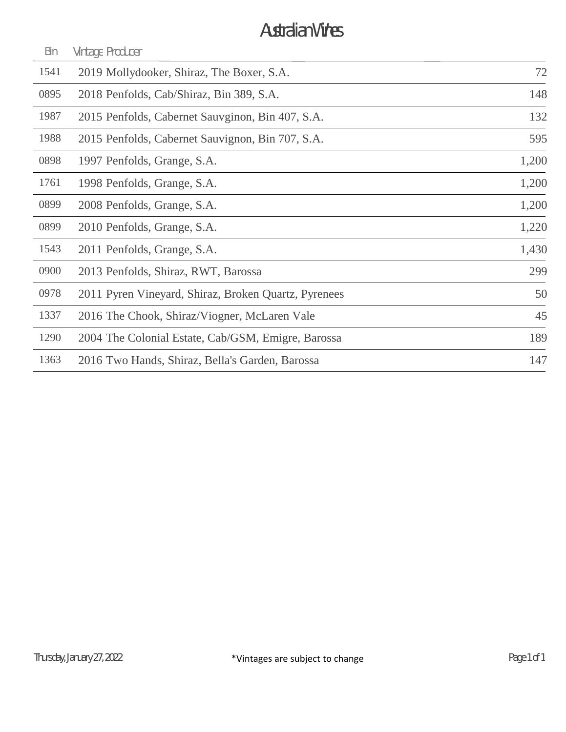# Australian Wines

| Bin | Vintage Producer | |
|---|---|---|
| 1541 | 2019 Mollydooker, Shiraz, The Boxer, S.A. | 72 |
| 0895 | 2018 Penfolds, Cab/Shiraz, Bin 389, S.A. | 148 |
| 1987 | 2015 Penfolds, Cabernet Sauvginon, Bin 407, S.A. | 132 |
| 1988 | 2015 Penfolds, Cabernet Sauvignon, Bin 707, S.A. | 595 |
| 0898 | 1997 Penfolds, Grange, S.A. | 1,200 |
| 1761 | 1998 Penfolds, Grange, S.A. | 1,200 |
| 0899 | 2008 Penfolds, Grange, S.A. | 1,200 |
| 0899 | 2010 Penfolds, Grange, S.A. | 1,220 |
| 1543 | 2011 Penfolds, Grange, S.A. | 1,430 |
| 0900 | 2013 Penfolds, Shiraz, RWT, Barossa | 299 |
| 0978 | 2011 Pyren Vineyard, Shiraz, Broken Quartz, Pyrenees | 50 |
| 1337 | 2016 The Chook, Shiraz/Viogner, McLaren Vale | 45 |
| 1290 | 2004 The Colonial Estate, Cab/GSM, Emigre, Barossa | 189 |
| 1363 | 2016 Two Hands, Shiraz, Bella's Garden, Barossa | 147 |

Thursday, January 27, 2022

*Vintages are subject to change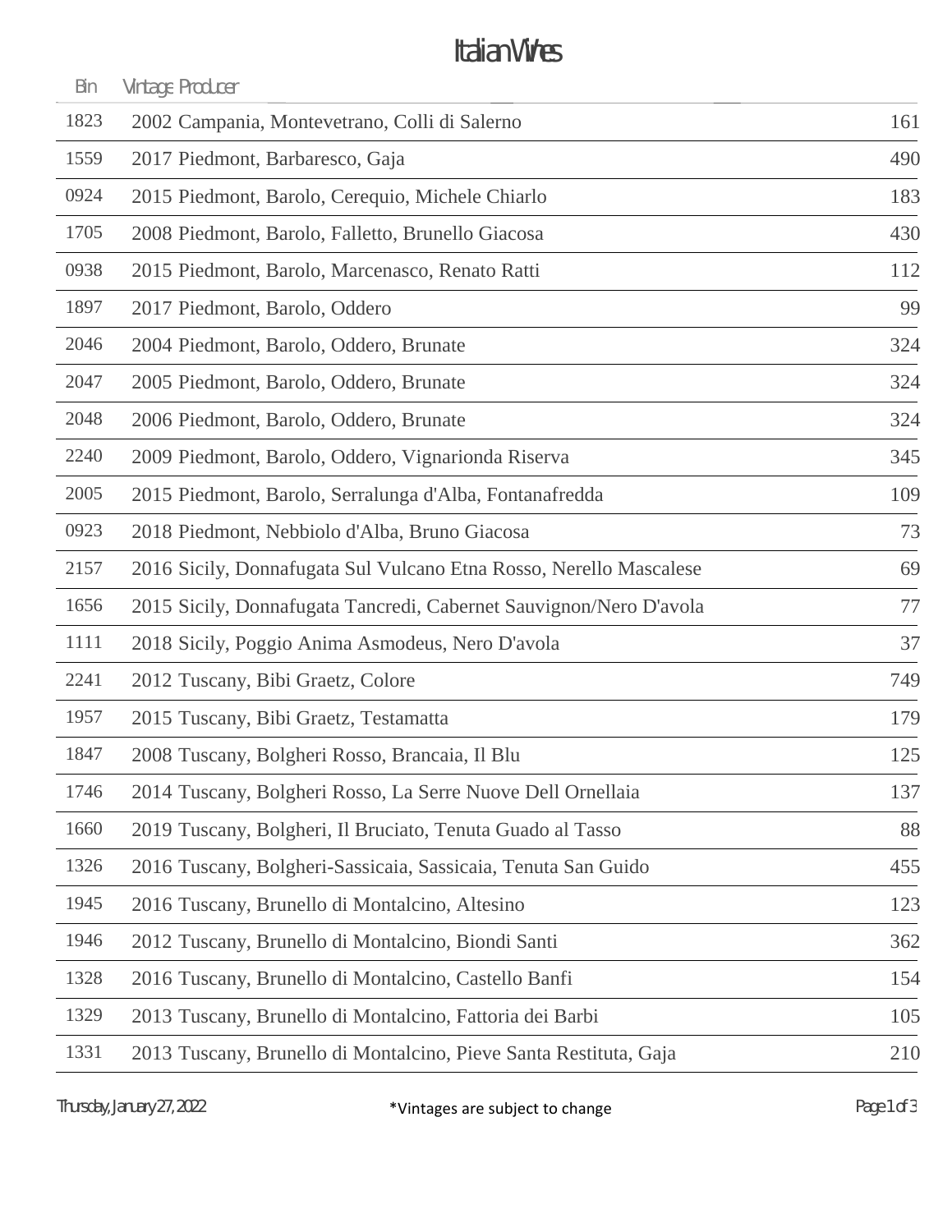# Italian Wines

| Bin | Vintage | Producer | |
|---|---|---|---|
| 1823 | 2002 | Campania, Montevetrano, Colli di Salerno | 161 |
| 1559 | 2017 | Piedmont, Barbaresco, Gaja | 490 |
| 0924 | 2015 | Piedmont, Barolo, Cerequio, Michele Chiarlo | 183 |
| 1705 | 2008 | Piedmont, Barolo, Falletto, Brunello Giacosa | 430 |
| 0938 | 2015 | Piedmont, Barolo, Marcenasco, Renato Ratti | 112 |
| 1897 | 2017 | Piedmont, Barolo, Oddero | 99 |
| 2046 | 2004 | Piedmont, Barolo, Oddero, Brunate | 324 |
| 2047 | 2005 | Piedmont, Barolo, Oddero, Brunate | 324 |
| 2048 | 2006 | Piedmont, Barolo, Oddero, Brunate | 324 |
| 2240 | 2009 | Piedmont, Barolo, Oddero, Vignarionda Riserva | 345 |
| 2005 | 2015 | Piedmont, Barolo, Serralunga d'Alba, Fontanafredda | 109 |
| 0923 | 2018 | Piedmont, Nebbiolo d'Alba, Bruno Giacosa | 73 |
| 2157 | 2016 | Sicily, Donnafugata Sul Vulcano Etna Rosso, Nerello Mascalese | 69 |
| 1656 | 2015 | Sicily, Donnafugata Tancredi, Cabernet Sauvignon/Nero D'avola | 77 |
| 1111 | 2018 | Sicily, Poggio Anima Asmodeus, Nero D'avola | 37 |
| 2241 | 2012 | Tuscany, Bibi Graetz, Colore | 749 |
| 1957 | 2015 | Tuscany, Bibi Graetz, Testamatta | 179 |
| 1847 | 2008 | Tuscany, Bolgheri Rosso, Brancaia, Il Blu | 125 |
| 1746 | 2014 | Tuscany, Bolgheri Rosso, La Serre Nuove Dell Ornellaia | 137 |
| 1660 | 2019 | Tuscany, Bolgheri, Il Bruciato, Tenuta Guado al Tasso | 88 |
| 1326 | 2016 | Tuscany, Bolgheri-Sassicaia, Sassicaia, Tenuta San Guido | 455 |
| 1945 | 2016 | Tuscany, Brunello di Montalcino, Altesino | 123 |
| 1946 | 2012 | Tuscany, Brunello di Montalcino, Biondi Santi | 362 |
| 1328 | 2016 | Tuscany, Brunello di Montalcino, Castello Banfi | 154 |
| 1329 | 2013 | Tuscany, Brunello di Montalcino, Fattoria dei Barbi | 105 |
| 1331 | 2013 | Tuscany, Brunello di Montalcino, Pieve Santa Restituta, Gaja | 210 |

Thursday, January 27, 2022

*Vintages are subject to change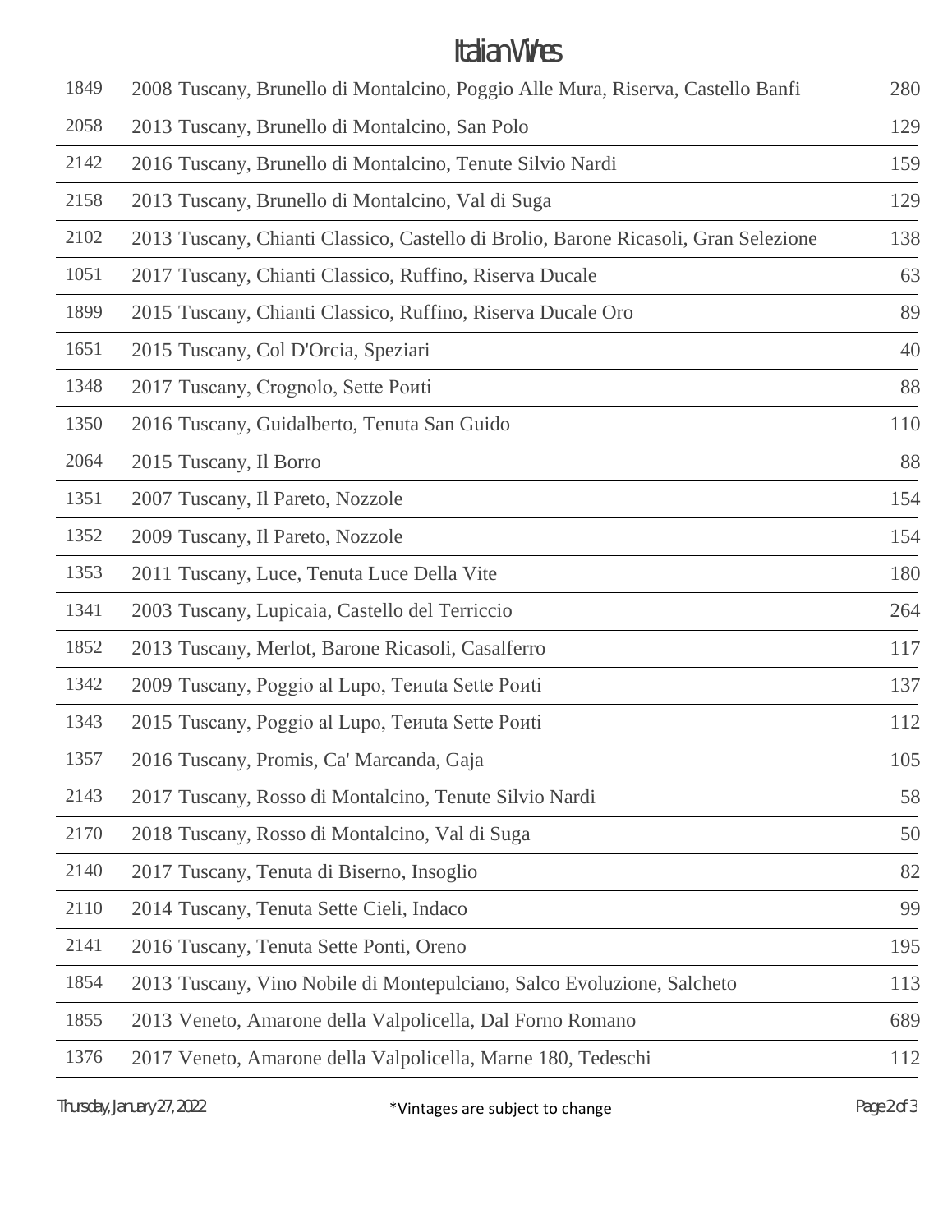# Italian Wines

| | | |
|---|---|---|
| 1849 | 2008 Tuscany, Brunello di Montalcino, Poggio Alle Mura, Riserva, Castello Banfi | 280 |
| 2058 | 2013 Tuscany, Brunello di Montalcino, San Polo | 129 |
| 2142 | 2016 Tuscany, Brunello di Montalcino, Tenute Silvio Nardi | 159 |
| 2158 | 2013 Tuscany, Brunello di Montalcino, Val di Suga | 129 |
| 2102 | 2013 Tuscany, Chianti Classico, Castello di Brolio, Barone Ricasoli, Gran Selezione | 138 |
| 1051 | 2017 Tuscany, Chianti Classico, Ruffino, Riserva Ducale | 63 |
| 1899 | 2015 Tuscany, Chianti Classico, Ruffino, Riserva Ducale Oro | 89 |
| 1651 | 2015 Tuscany, Col D'Orcia, Speziari | 40 |
| 1348 | 2017 Tuscany, Crognolo, Sette Poиti | 88 |
| 1350 | 2016 Tuscany, Guidalberto, Tenuta San Guido | 110 |
| 2064 | 2015 Tuscany, Il Borro | 88 |
| 1351 | 2007 Tuscany, Il Pareto, Nozzole | 154 |
| 1352 | 2009 Tuscany, Il Pareto, Nozzole | 154 |
| 1353 | 2011 Tuscany, Luce, Tenuta Luce Della Vite | 180 |
| 1341 | 2003 Tuscany, Lupicaia, Castello del Terriccio | 264 |
| 1852 | 2013 Tuscany, Merlot, Barone Ricasoli, Casalferro | 117 |
| 1342 | 2009 Tuscany, Poggio al Lupo, Teиuta Sette Poиti | 137 |
| 1343 | 2015 Tuscany, Poggio al Lupo, Teиuta Sette Poиti | 112 |
| 1357 | 2016 Tuscany, Promis, Ca' Marcanda, Gaja | 105 |
| 2143 | 2017 Tuscany, Rosso di Montalcino, Tenute Silvio Nardi | 58 |
| 2170 | 2018 Tuscany, Rosso di Montalcino, Val di Suga | 50 |
| 2140 | 2017 Tuscany, Tenuta di Biserno, Insoglio | 82 |
| 2110 | 2014 Tuscany, Tenuta Sette Cieli, Indaco | 99 |
| 2141 | 2016 Tuscany, Tenuta Sette Ponti, Oreno | 195 |
| 1854 | 2013 Tuscany, Vino Nobile di Montepulciano, Salco Evoluzione, Salcheto | 113 |
| 1855 | 2013 Veneto, Amarone della Valpolicella, Dal Forno Romano | 689 |
| 1376 | 2017 Veneto, Amarone della Valpolicella, Marne 180, Tedeschi | 112 |

Thursday, January 27, 2022

*Vintages are subject to change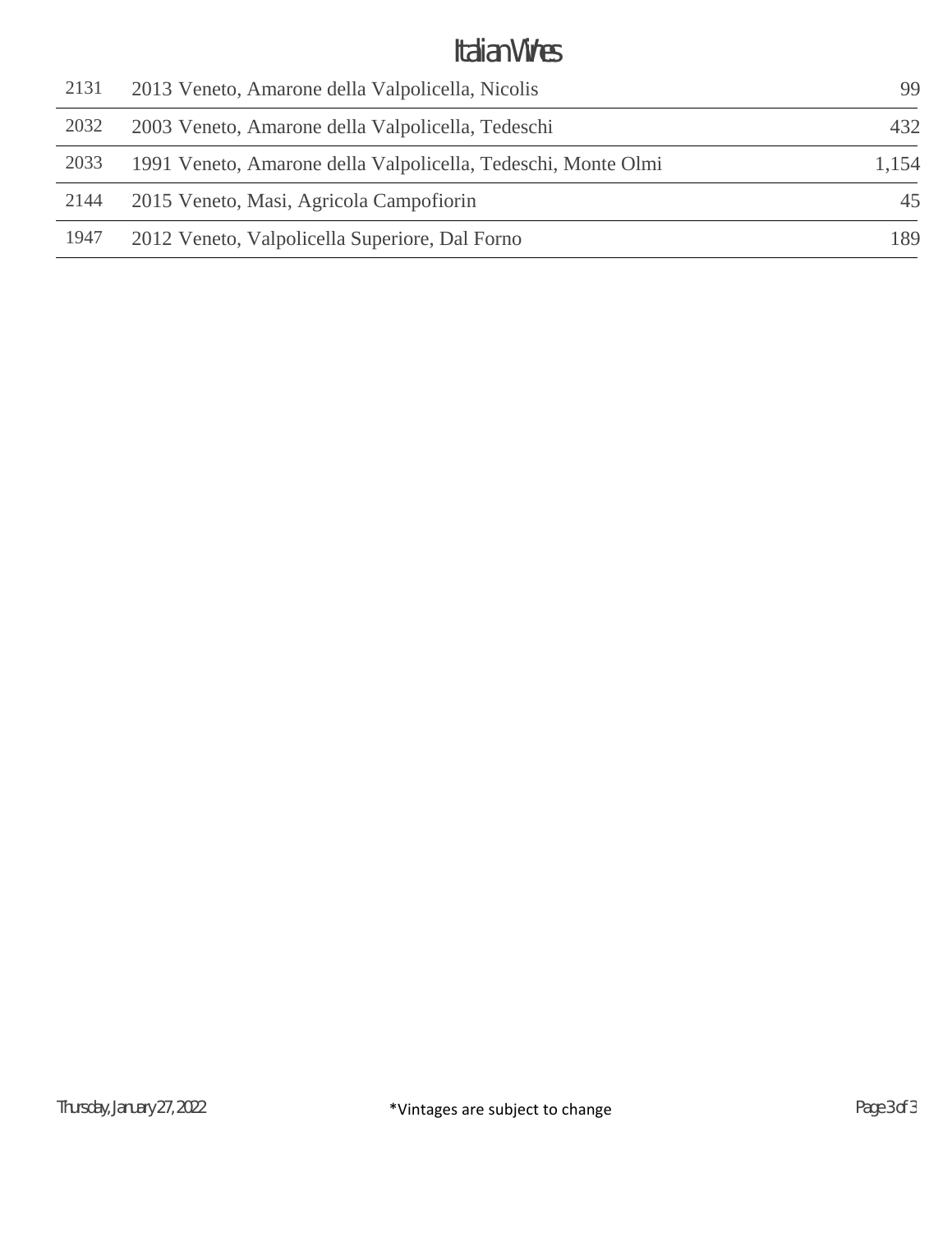# Italian Wines

| | | |
|---|---|---|
| 2131 | 2013 Veneto, Amarone della Valpolicella, Nicolis | 99 |
| 2032 | 2003 Veneto, Amarone della Valpolicella, Tedeschi | 432 |
| 2033 | 1991 Veneto, Amarone della Valpolicella, Tedeschi, Monte Olmi | 1,154 |
| 2144 | 2015 Veneto, Masi, Agricola Campofiorin | 45 |
| 1947 | 2012 Veneto, Valpolicella Superiore, Dal Forno | 189 |

Thursday, January 27, 2022

*Vintages are subject to change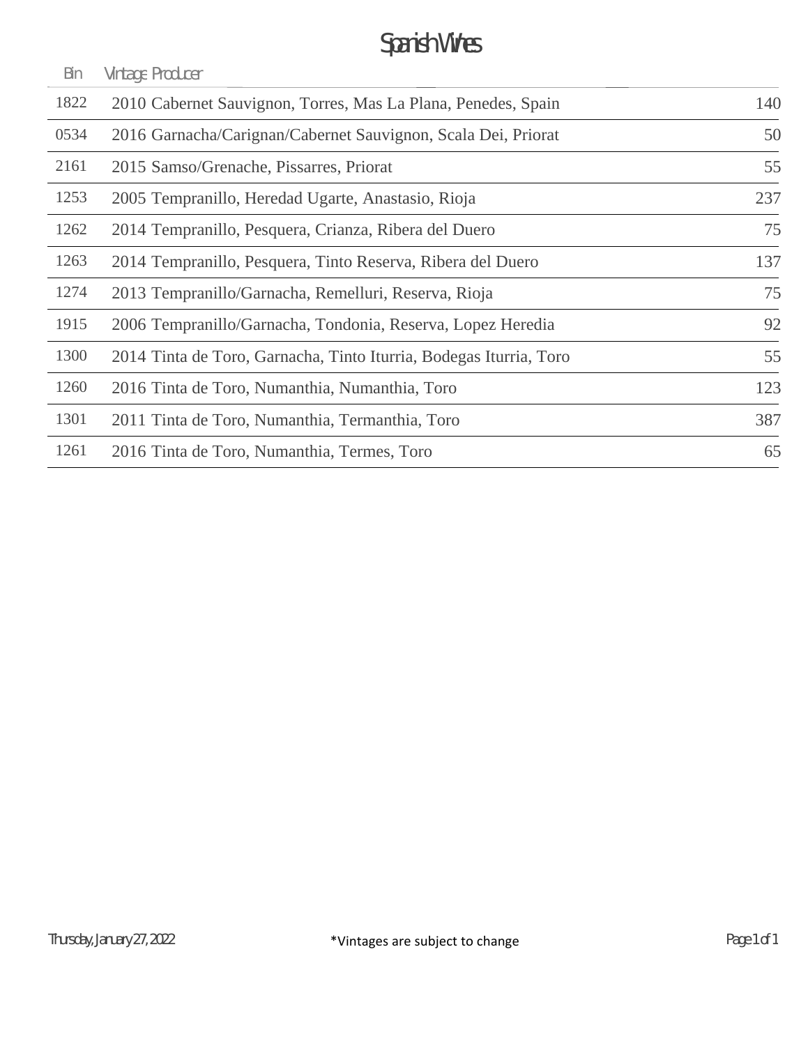# Spanish Wines

| Bin | Vintage Producer | |
|---|---|---|
| 1822 | 2010 Cabernet Sauvignon, Torres, Mas La Plana, Penedes, Spain | 140 |
| 0534 | 2016 Garnacha/Carignan/Cabernet Sauvignon, Scala Dei, Priorat | 50 |
| 2161 | 2015 Samso/Grenache, Pissarres, Priorat | 55 |
| 1253 | 2005 Tempranillo, Heredad Ugarte, Anastasio, Rioja | 237 |
| 1262 | 2014 Tempranillo, Pesquera, Crianza, Ribera del Duero | 75 |
| 1263 | 2014 Tempranillo, Pesquera, Tinto Reserva, Ribera del Duero | 137 |
| 1274 | 2013 Tempranillo/Garnacha, Remelluri, Reserva, Rioja | 75 |
| 1915 | 2006 Tempranillo/Garnacha, Tondonia, Reserva, Lopez Heredia | 92 |
| 1300 | 2014 Tinta de Toro, Garnacha, Tinto Iturria, Bodegas Iturria, Toro | 55 |
| 1260 | 2016 Tinta de Toro, Numanthia, Numanthia, Toro | 123 |
| 1301 | 2011 Tinta de Toro, Numanthia, Termanthia, Toro | 387 |
| 1261 | 2016 Tinta de Toro, Numanthia, Termes, Toro | 65 |

Thursday, January 27, 2022

*Vintages are subject to change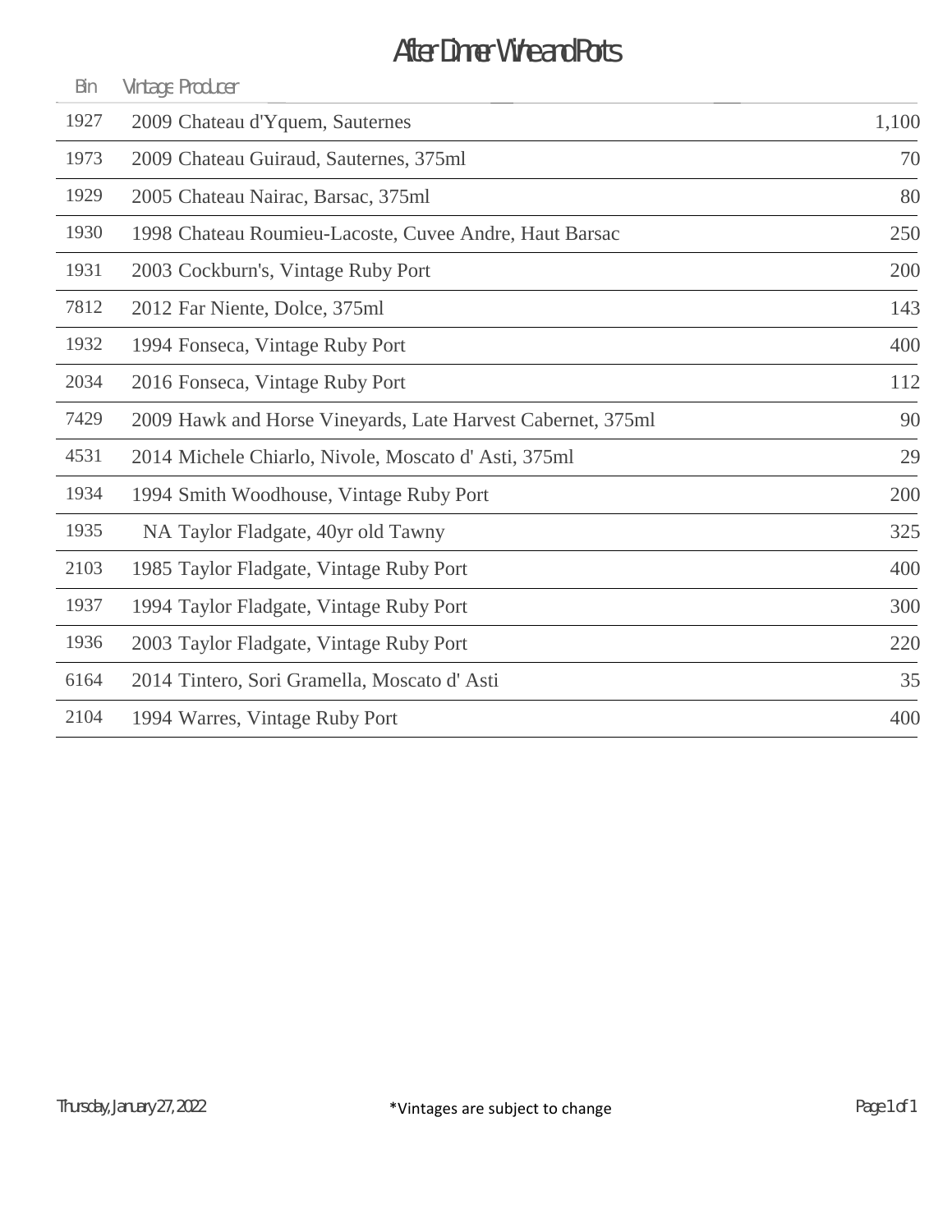# After Dinner Wine and Ports

| Bin | Vintage | Producer | |
|---|---|---|---|
| 1927 | 2009 | Chateau d'Yquem, Sauternes | 1,100 |
| 1973 | 2009 | Chateau Guiraud, Sauternes, 375ml | 70 |
| 1929 | 2005 | Chateau Nairac, Barsac, 375ml | 80 |
| 1930 | 1998 | Chateau Roumieu-Lacoste, Cuvee Andre, Haut Barsac | 250 |
| 1931 | 2003 | Cockburn's, Vintage Ruby Port | 200 |
| 7812 | 2012 | Far Niente, Dolce, 375ml | 143 |
| 1932 | 1994 | Fonseca, Vintage Ruby Port | 400 |
| 2034 | 2016 | Fonseca, Vintage Ruby Port | 112 |
| 7429 | 2009 | Hawk and Horse Vineyards, Late Harvest Cabernet, 375ml | 90 |
| 4531 | 2014 | Michele Chiarlo, Nivole, Moscato d' Asti, 375ml | 29 |
| 1934 | 1994 | Smith Woodhouse, Vintage Ruby Port | 200 |
| 1935 | NA | Taylor Fladgate, 40yr old Tawny | 325 |
| 2103 | 1985 | Taylor Fladgate, Vintage Ruby Port | 400 |
| 1937 | 1994 | Taylor Fladgate, Vintage Ruby Port | 300 |
| 1936 | 2003 | Taylor Fladgate, Vintage Ruby Port | 220 |
| 6164 | 2014 | Tintero, Sori Gramella, Moscato d' Asti | 35 |
| 2104 | 1994 | Warres, Vintage Ruby Port | 400 |

Thursday, January 27, 2022

*Vintages are subject to change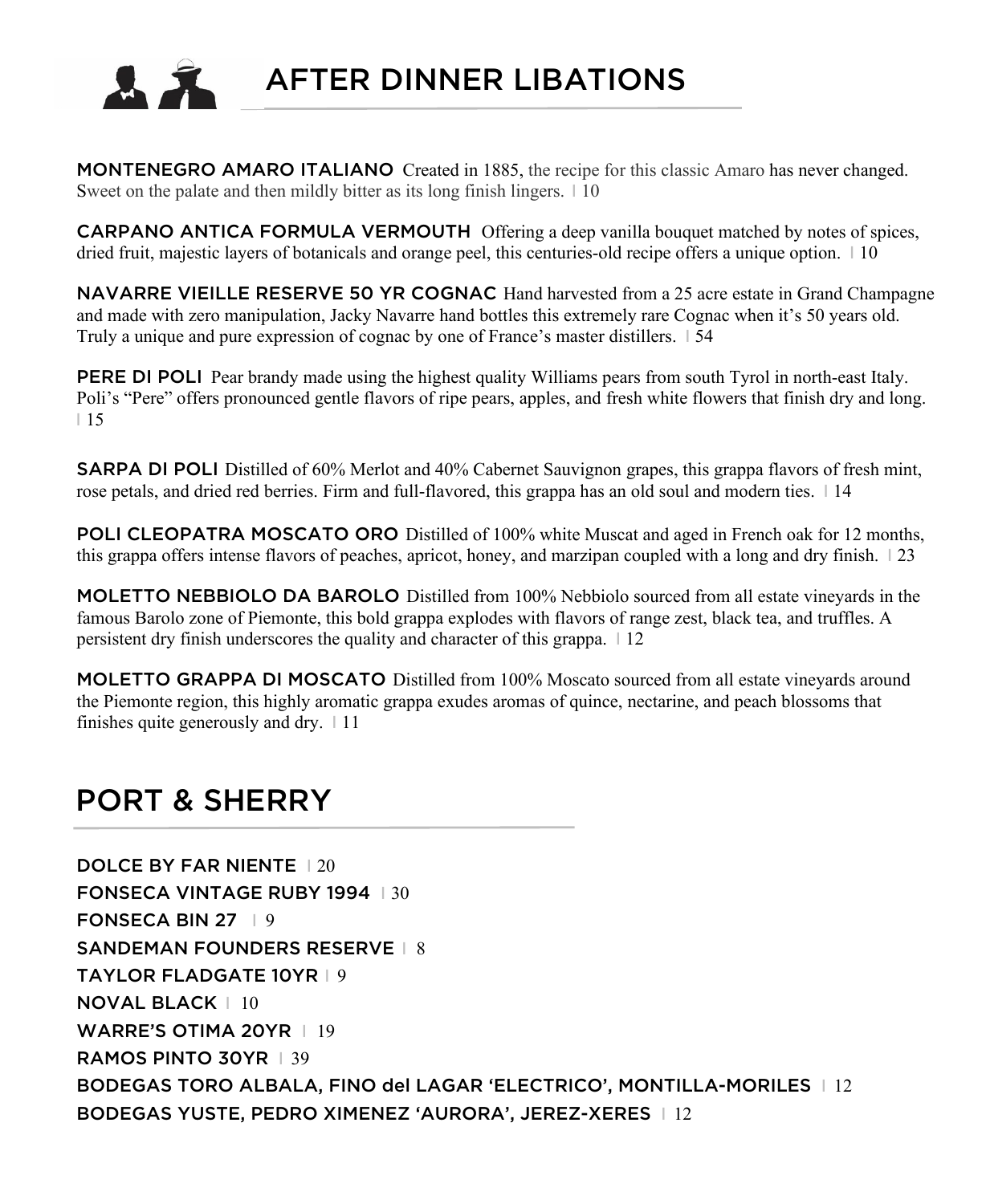# AFTER DINNER LIBATIONS

**MONTENEGRO AMARO ITALIANO** Created in 1885, the recipe for this classic Amaro has never changed. Sweet on the palate and then mildly bitter as its long finish lingers. | 10

**CARPANO ANTICA FORMULA VERMOUTH** Offering a deep vanilla bouquet matched by notes of spices, dried fruit, majestic layers of botanicals and orange peel, this centuries-old recipe offers a unique option. | 10

**NAVARRE VIEILLE RESERVE 50 YR COGNAC** Hand harvested from a 25 acre estate in Grand Champagne and made with zero manipulation, Jacky Navarre hand bottles this extremely rare Cognac when it's 50 years old. Truly a unique and pure expression of cognac by one of France's master distillers. | 54

**PERE DI POLI** Pear brandy made using the highest quality Williams pears from south Tyrol in north-east Italy. Poli's "Pere" offers pronounced gentle flavors of ripe pears, apples, and fresh white flowers that finish dry and long. | 15

**SARPA DI POLI** Distilled of 60% Merlot and 40% Cabernet Sauvignon grapes, this grappa flavors of fresh mint, rose petals, and dried red berries. Firm and full-flavored, this grappa has an old soul and modern ties. | 14

**POLI CLEOPATRA MOSCATO ORO** Distilled of 100% white Muscat and aged in French oak for 12 months, this grappa offers intense flavors of peaches, apricot, honey, and marzipan coupled with a long and dry finish. | 23

**MOLETTO NEBBIOLO DA BAROLO** Distilled from 100% Nebbiolo sourced from all estate vineyards in the famous Barolo zone of Piemonte, this bold grappa explodes with flavors of range zest, black tea, and truffles. A persistent dry finish underscores the quality and character of this grappa. | 12

**MOLETTO GRAPPA DI MOSCATO** Distilled from 100% Moscato sourced from all estate vineyards around the Piemonte region, this highly aromatic grappa exudes aromas of quince, nectarine, and peach blossoms that finishes quite generously and dry. | 11

# PORT & SHERRY

**DOLCE BY FAR NIENTE** | 20
**FONSECA VINTAGE RUBY 1994** | 30
**FONSECA BIN 27** | 9
**SANDEMAN FOUNDERS RESERVE** | 8
**TAYLOR FLADGATE 10YR** | 9
**NOVAL BLACK** | 10
**WARRE'S OTIMA 20YR** | 19
**RAMOS PINTO 30YR** | 39
**BODEGAS TORO ALBALA, FINO del LAGAR 'ELECTRICO', MONTILLA-MORILES** | 12
**BODEGAS YUSTE, PEDRO XIMENEZ 'AURORA', JEREZ-XERES** | 12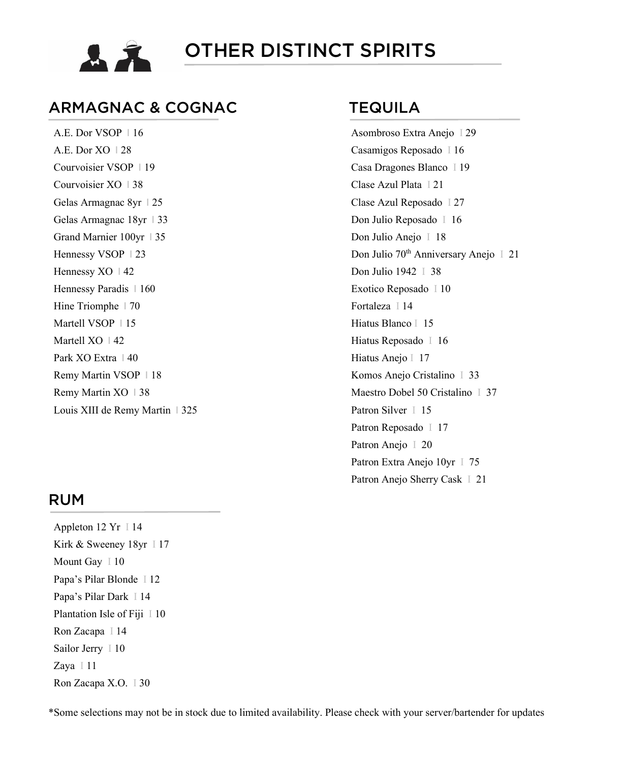# OTHER DISTINCT SPIRITS

## ARMAGNAC & COGNAC

A.E. Dor VSOP | 16
A.E. Dor XO | 28
Courvoisier VSOP | 19
Courvoisier XO | 38
Gelas Armagnac 8yr | 25
Gelas Armagnac 18yr | 33
Grand Marnier 100yr | 35
Hennessy VSOP | 23
Hennessy XO | 42
Hennessy Paradis | 160
Hine Triomphe | 70
Martell VSOP | 15
Martell XO | 42
Park XO Extra | 40
Remy Martin VSOP | 18
Remy Martin XO | 38
Louis XIII de Remy Martin | 325

## TEQUILA

Asombroso Extra Anejo | 29
Casamigos Reposado | 16
Casa Dragones Blanco | 19
Clase Azul Plata | 21
Clase Azul Reposado | 27
Don Julio Reposado | 16
Don Julio Anejo | 18
Don Julio 70th Anniversary Anejo | 21
Don Julio 1942 | 38
Exotico Reposado | 10
Fortaleza | 14
Hiatus Blanco | 15
Hiatus Reposado | 16
Hiatus Anejo | 17
Komos Anejo Cristalino | 33
Maestro Dobel 50 Cristalino | 37
Patron Silver | 15
Patron Reposado | 17
Patron Anejo | 20
Patron Extra Anejo 10yr | 75
Patron Anejo Sherry Cask | 21

## RUM

Appleton 12 Yr | 14
Kirk & Sweeney 18yr | 17
Mount Gay | 10
Papa's Pilar Blonde | 12
Papa's Pilar Dark | 14
Plantation Isle of Fiji | 10
Ron Zacapa | 14
Sailor Jerry | 10
Zaya | 11
Ron Zacapa X.O. | 30

*Some selections may not be in stock due to limited availability. Please check with your server/bartender for updates